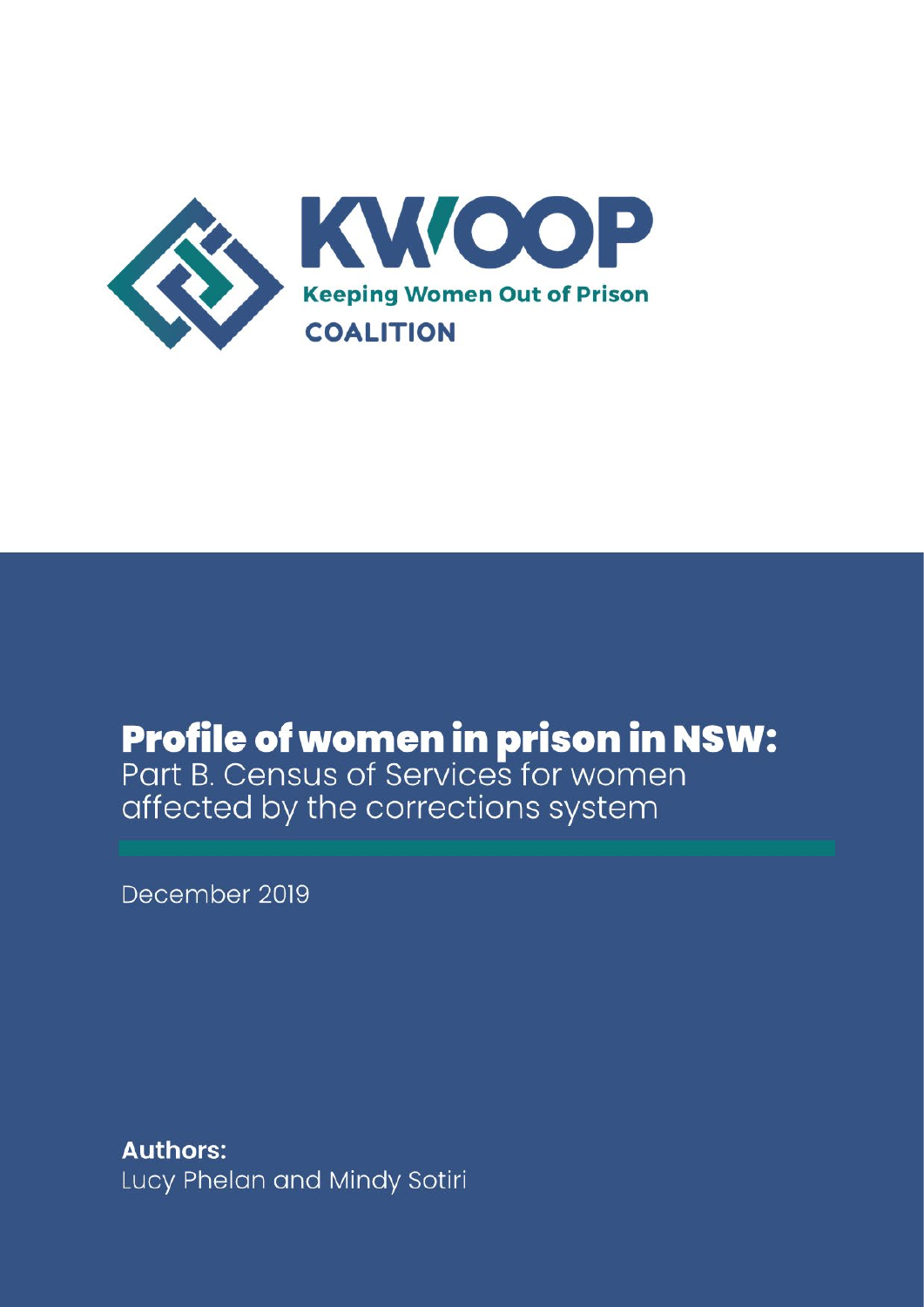KWOOP

Keeping Women Out of Prison

COALITION

# Profile of women in prison in NSW:

## Part B. Census of Services for women affected by the corrections system

December 2019

**Authors:**
Lucy Phelan and Mindy Sotiri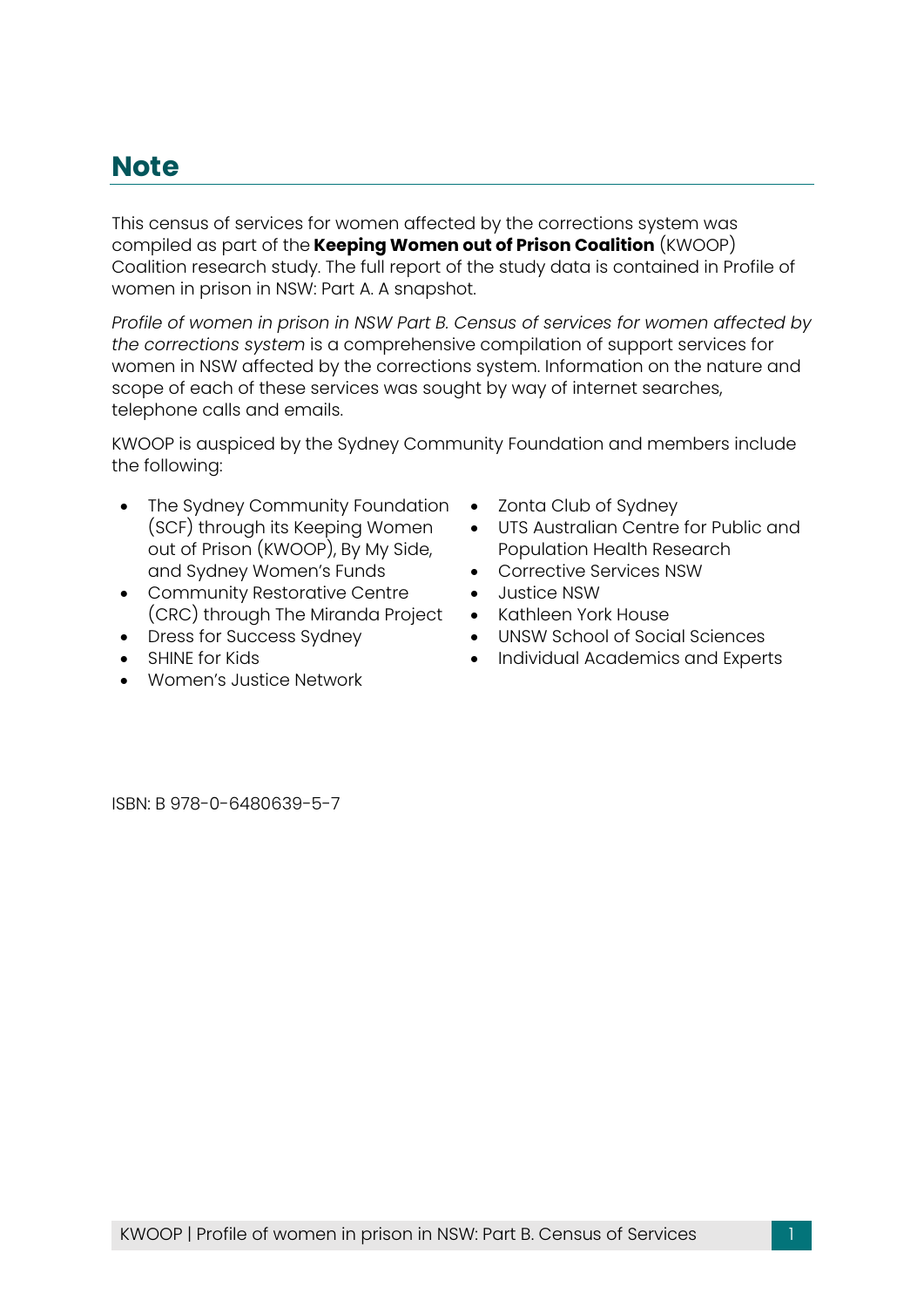## Note

This census of services for women affected by the corrections system was compiled as part of the **Keeping Women out of Prison Coalition** (KWOOP) Coalition research study. The full report of the study data is contained in Profile of women in prison in NSW: Part A. A snapshot.

*Profile of women in prison in NSW Part B. Census of services for women affected by the corrections system* is a comprehensive compilation of support services for women in NSW affected by the corrections system. Information on the nature and scope of each of these services was sought by way of internet searches, telephone calls and emails.

KWOOP is auspiced by the Sydney Community Foundation and members include the following:

- The Sydney Community Foundation (SCF) through its Keeping Women out of Prison (KWOOP), By My Side, and Sydney Women's Funds
- Community Restorative Centre (CRC) through The Miranda Project
- Dress for Success Sydney
- SHINE for Kids
- Women's Justice Network
- Zonta Club of Sydney
- UTS Australian Centre for Public and Population Health Research
- Corrective Services NSW
- Justice NSW
- Kathleen York House
- UNSW School of Social Sciences
- Individual Academics and Experts

ISBN: B 978-0-6480639-5-7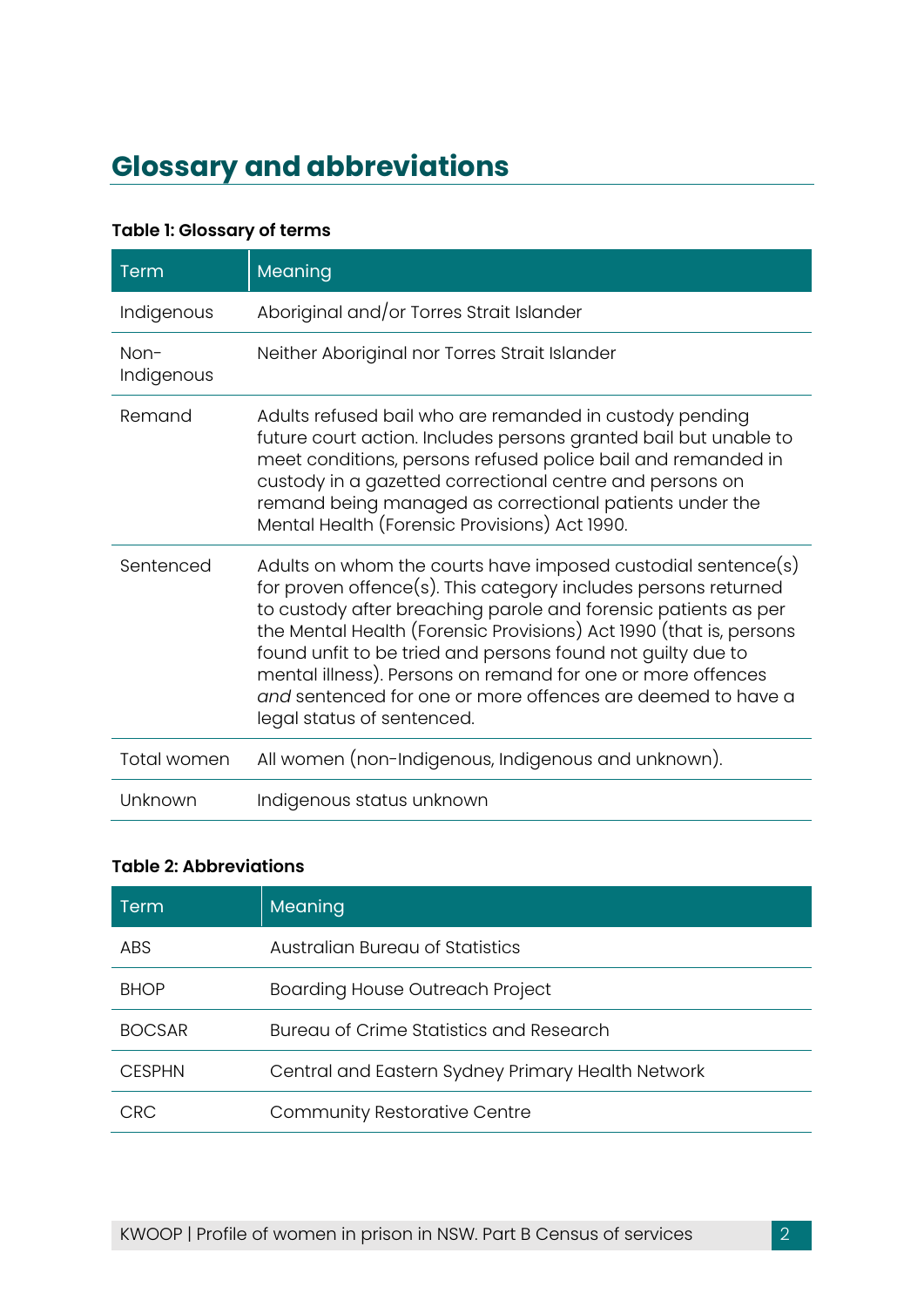# Glossary and abbreviations

**Table 1: Glossary of terms**

| Term | Meaning |
| --- | --- |
| Indigenous | Aboriginal and/or Torres Strait Islander |
| Non-Indigenous | Neither Aboriginal nor Torres Strait Islander |
| Remand | Adults refused bail who are remanded in custody pending future court action. Includes persons granted bail but unable to meet conditions, persons refused police bail and remanded in custody in a gazetted correctional centre and persons on remand being managed as correctional patients under the Mental Health (Forensic Provisions) Act 1990. |
| Sentenced | Adults on whom the courts have imposed custodial sentence(s) for proven offence(s). This category includes persons returned to custody after breaching parole and forensic patients as per the Mental Health (Forensic Provisions) Act 1990 (that is, persons found unfit to be tried and persons found not guilty due to mental illness). Persons on remand for one or more offences *and* sentenced for one or more offences are deemed to have a legal status of sentenced. |
| Total women | All women (non-Indigenous, Indigenous and unknown). |
| Unknown | Indigenous status unknown |

**Table 2: Abbreviations**

| Term | Meaning |
| --- | --- |
| ABS | Australian Bureau of Statistics |
| BHOP | Boarding House Outreach Project |
| BOCSAR | Bureau of Crime Statistics and Research |
| CESPHN | Central and Eastern Sydney Primary Health Network |
| CRC | Community Restorative Centre |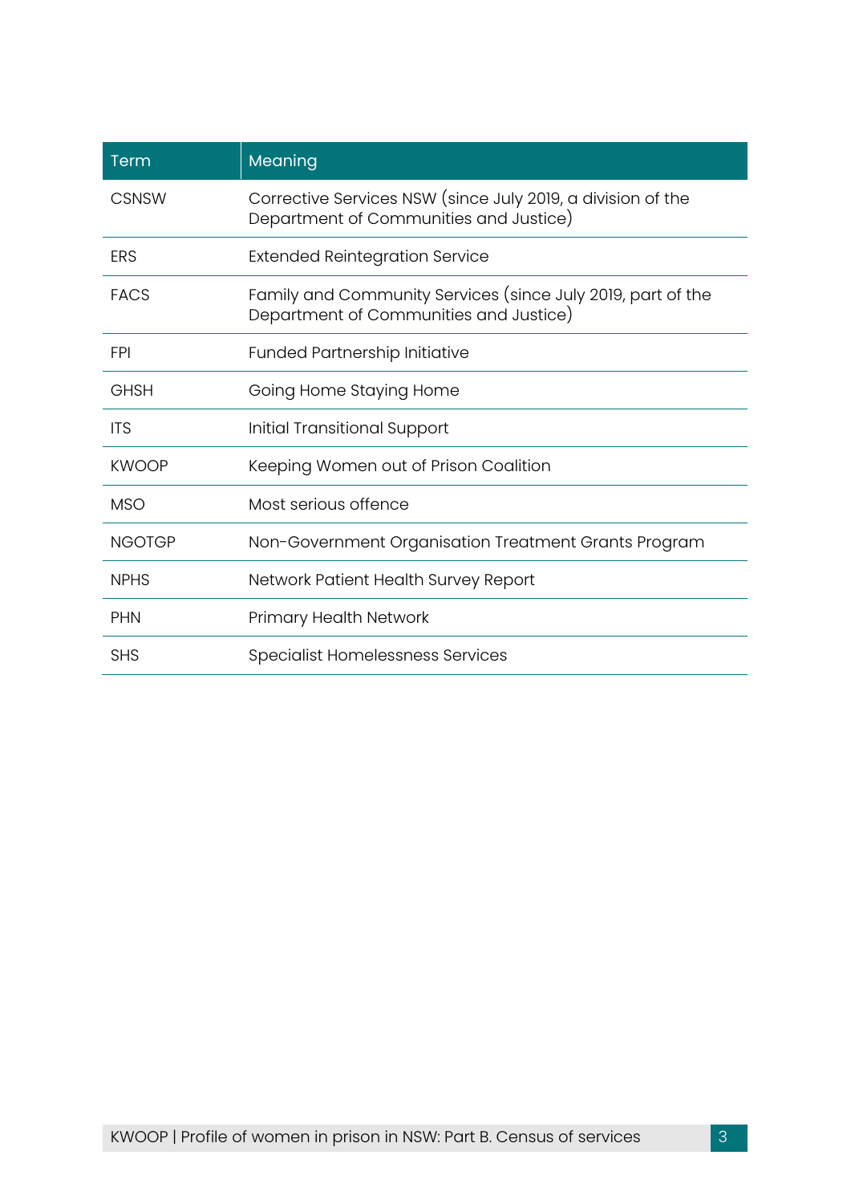| Term | Meaning |
|---|---|
| CSNSW | Corrective Services NSW (since July 2019, a division of the Department of Communities and Justice) |
| ERS | Extended Reintegration Service |
| FACS | Family and Community Services (since July 2019, part of the Department of Communities and Justice) |
| FPI | Funded Partnership Initiative |
| GHSH | Going Home Staying Home |
| ITS | Initial Transitional Support |
| KWOOP | Keeping Women out of Prison Coalition |
| MSO | Most serious offence |
| NGOTGP | Non-Government Organisation Treatment Grants Program |
| NPHS | Network Patient Health Survey Report |
| PHN | Primary Health Network |
| SHS | Specialist Homelessness Services |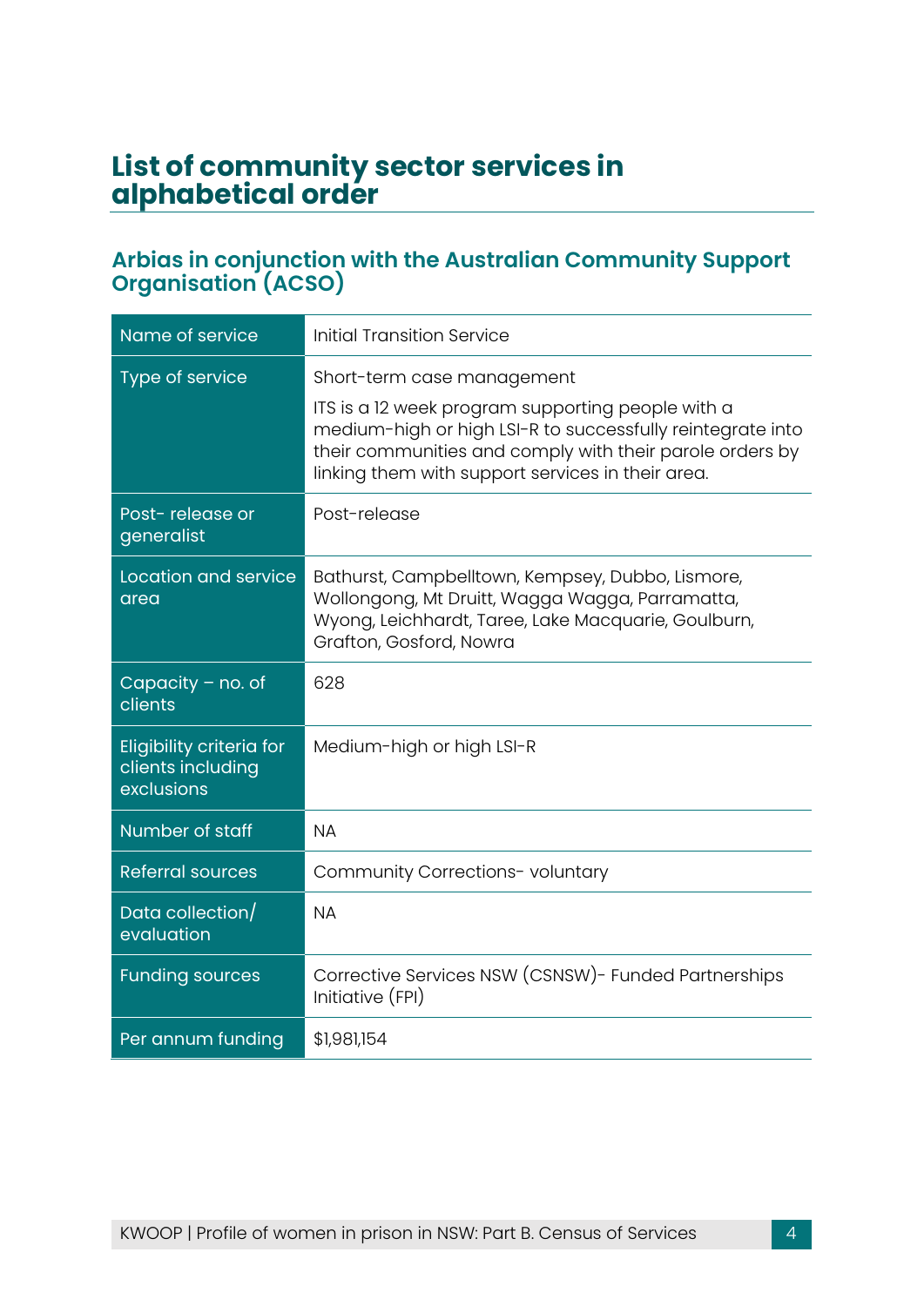# List of community sector services in alphabetical order

## Arbias in conjunction with the Australian Community Support Organisation (ACSO)

| | |
|---|---|
| Name of service | Initial Transition Service |
| Type of service | Short-term case management<br><br>ITS is a 12 week program supporting people with a medium-high or high LSI-R to successfully reintegrate into their communities and comply with their parole orders by linking them with support services in their area. |
| Post- release or generalist | Post-release |
| Location and service area | Bathurst, Campbelltown, Kempsey, Dubbo, Lismore, Wollongong, Mt Druitt, Wagga Wagga, Parramatta, Wyong, Leichhardt, Taree, Lake Macquarie, Goulburn, Grafton, Gosford, Nowra |
| Capacity – no. of clients | 628 |
| Eligibility criteria for clients including exclusions | Medium-high or high LSI-R |
| Number of staff | NA |
| Referral sources | Community Corrections- voluntary |
| Data collection/ evaluation | NA |
| Funding sources | Corrective Services NSW (CSNSW)- Funded Partnerships Initiative (FPI) |
| Per annum funding | $1,981,154 |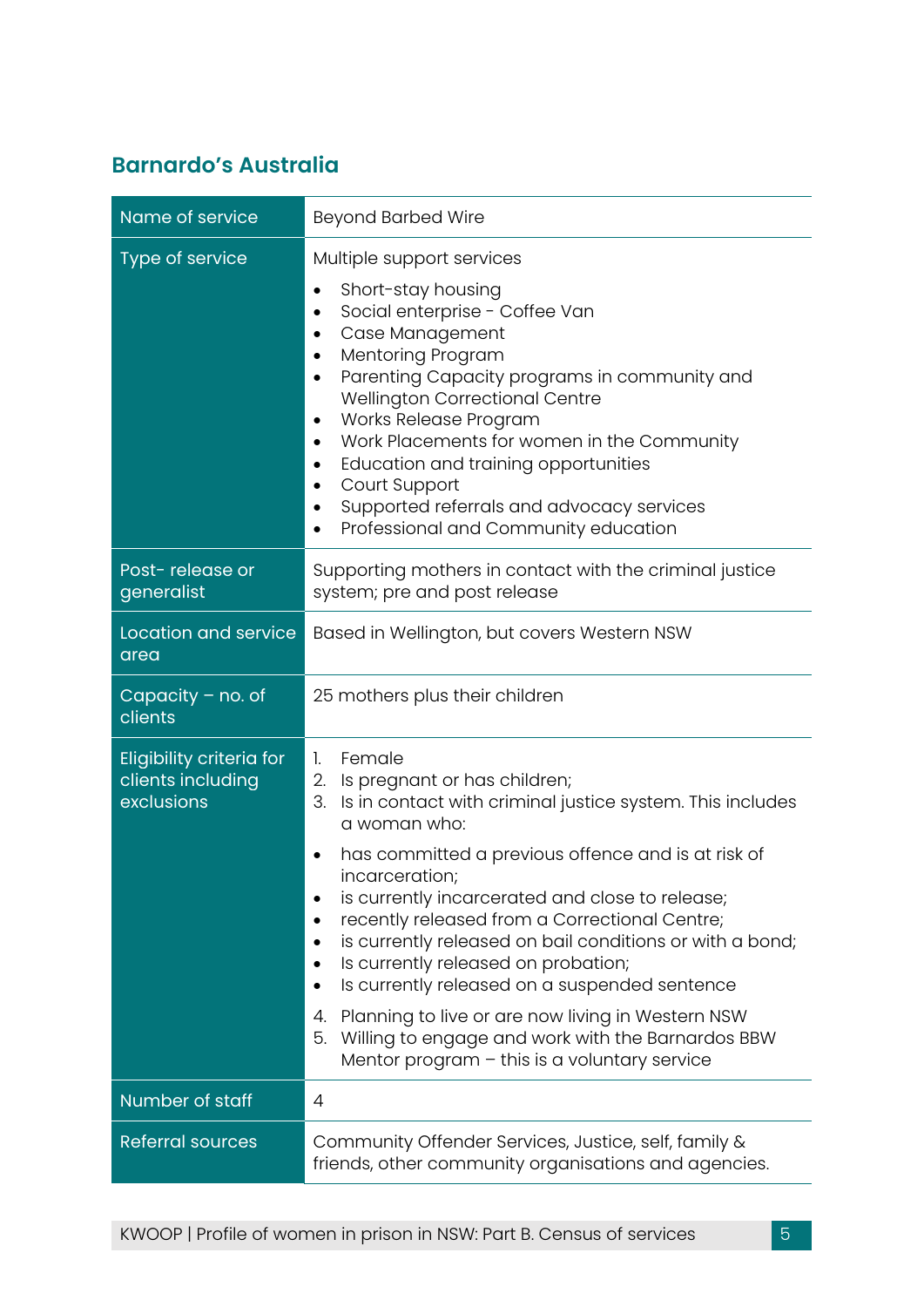## Barnardo's Australia

| | |
|---|---|
| Name of service | Beyond Barbed Wire |
| Type of service | Multiple support services<br>• Short-stay housing<br>• Social enterprise - Coffee Van<br>• Case Management<br>• Mentoring Program<br>• Parenting Capacity programs in community and Wellington Correctional Centre<br>• Works Release Program<br>• Work Placements for women in the Community<br>• Education and training opportunities<br>• Court Support<br>• Supported referrals and advocacy services<br>• Professional and Community education |
| Post- release or generalist | Supporting mothers in contact with the criminal justice system; pre and post release |
| Location and service area | Based in Wellington, but covers Western NSW |
| Capacity – no. of clients | 25 mothers plus their children |
| Eligibility criteria for clients including exclusions | 1. Female<br>2. Is pregnant or has children;<br>3. Is in contact with criminal justice system. This includes a woman who:<br>• has committed a previous offence and is at risk of incarceration;<br>• is currently incarcerated and close to release;<br>• recently released from a Correctional Centre;<br>• is currently released on bail conditions or with a bond;<br>• Is currently released on probation;<br>• Is currently released on a suspended sentence<br>4. Planning to live or are now living in Western NSW<br>5. Willing to engage and work with the Barnardos BBW Mentor program – this is a voluntary service |
| Number of staff | 4 |
| Referral sources | Community Offender Services, Justice, self, family & friends, other community organisations and agencies. |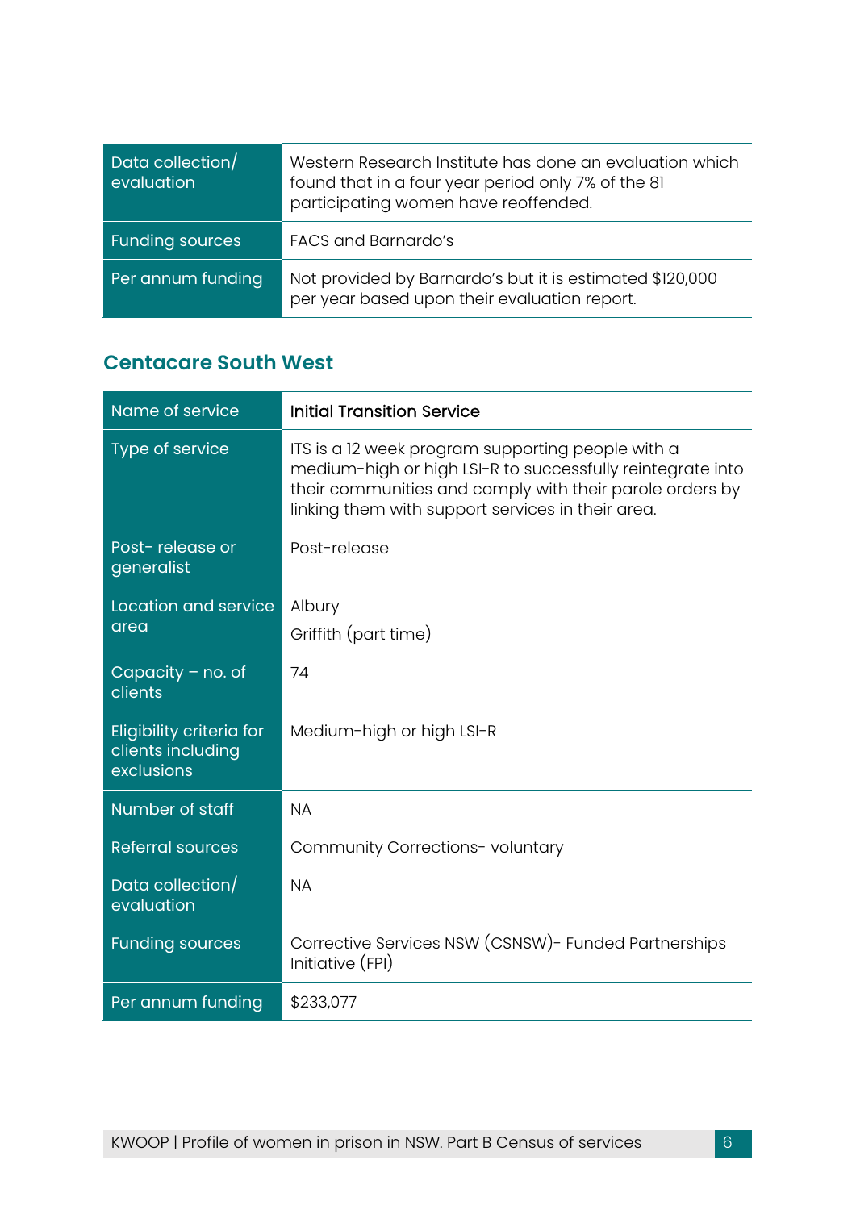| | |
|---|---|
| Data collection/ evaluation | Western Research Institute has done an evaluation which found that in a four year period only 7% of the 81 participating women have reoffended. |
| Funding sources | FACS and Barnardo's |
| Per annum funding | Not provided by Barnardo's but it is estimated $120,000 per year based upon their evaluation report. |

## Centacare South West

| | |
|---|---|
| Name of service | **Initial Transition Service** |
| Type of service | ITS is a 12 week program supporting people with a medium-high or high LSI-R to successfully reintegrate into their communities and comply with their parole orders by linking them with support services in their area. |
| Post- release or generalist | Post-release |
| Location and service area | Albury<br>Griffith (part time) |
| Capacity – no. of clients | 74 |
| Eligibility criteria for clients including exclusions | Medium-high or high LSI-R |
| Number of staff | NA |
| Referral sources | Community Corrections- voluntary |
| Data collection/ evaluation | NA |
| Funding sources | Corrective Services NSW (CSNSW)- Funded Partnerships Initiative (FPI) |
| Per annum funding | $233,077 |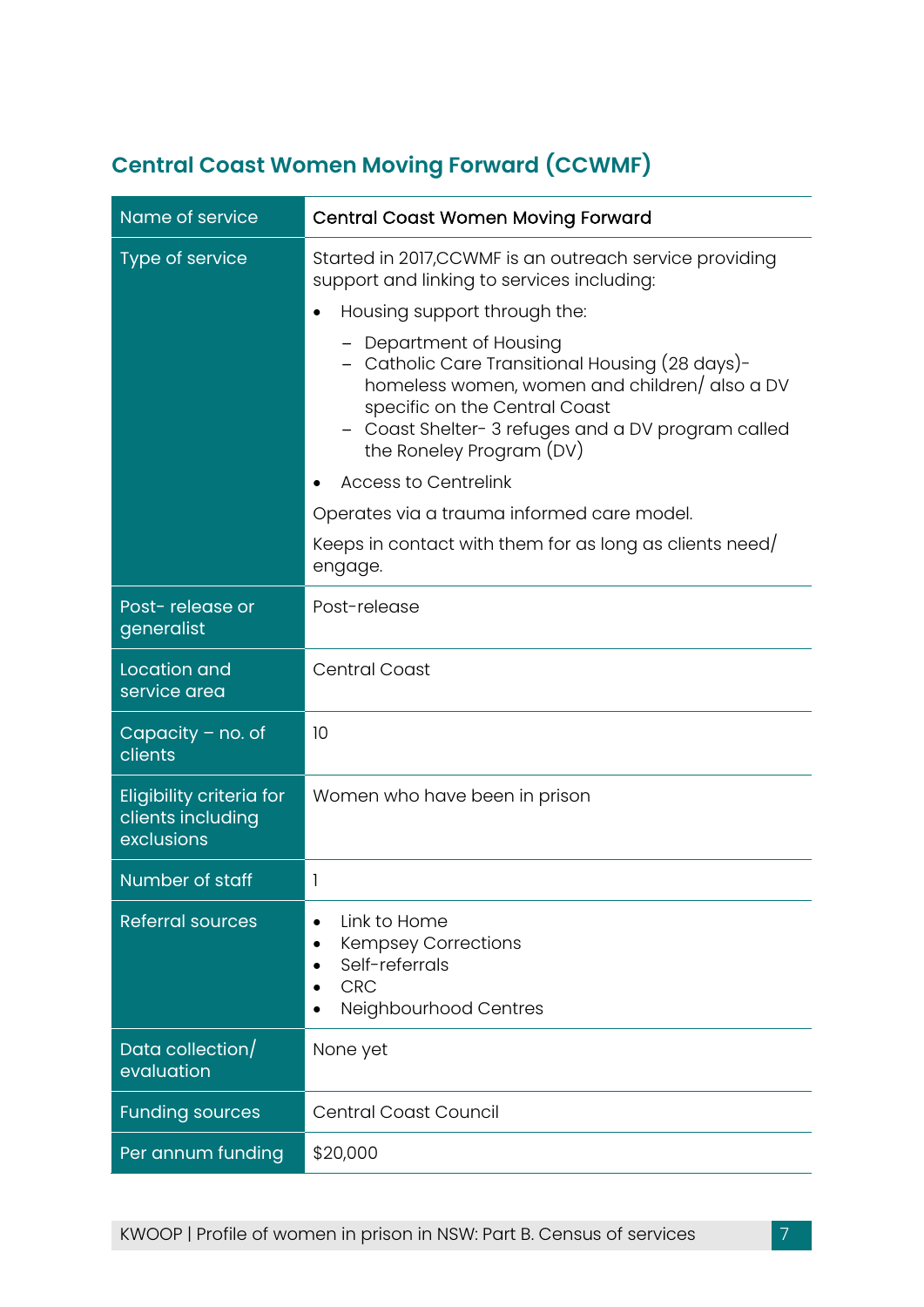## Central Coast Women Moving Forward (CCWMF)

| | |
|---|---|
| Name of service | Central Coast Women Moving Forward |
| Type of service | Started in 2017,CCWMF is an outreach service providing support and linking to services including:<br>• Housing support through the:<br>  – Department of Housing<br>  – Catholic Care Transitional Housing (28 days)- homeless women, women and children/ also a DV specific on the Central Coast<br>  – Coast Shelter- 3 refuges and a DV program called the Roneley Program (DV)<br>• Access to Centrelink<br>Operates via a trauma informed care model.<br>Keeps in contact with them for as long as clients need/ engage. |
| Post- release or generalist | Post-release |
| Location and service area | Central Coast |
| Capacity – no. of clients | 10 |
| Eligibility criteria for clients including exclusions | Women who have been in prison |
| Number of staff | 1 |
| Referral sources | • Link to Home<br>• Kempsey Corrections<br>• Self-referrals<br>• CRC<br>• Neighbourhood Centres |
| Data collection/ evaluation | None yet |
| Funding sources | Central Coast Council |
| Per annum funding | $20,000 |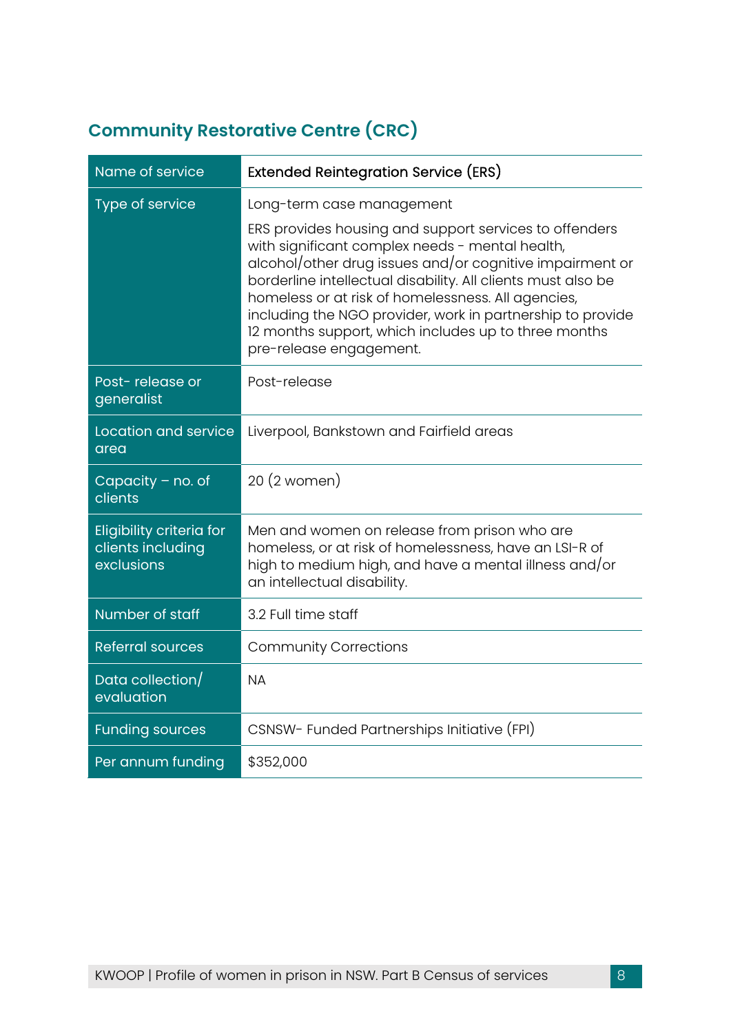## Community Restorative Centre (CRC)

| | |
|---|---|
| Name of service | Extended Reintegration Service (ERS) |
| Type of service | Long-term case management<br><br>ERS provides housing and support services to offenders with significant complex needs - mental health, alcohol/other drug issues and/or cognitive impairment or borderline intellectual disability. All clients must also be homeless or at risk of homelessness. All agencies, including the NGO provider, work in partnership to provide 12 months support, which includes up to three months pre-release engagement. |
| Post- release or generalist | Post-release |
| Location and service area | Liverpool, Bankstown and Fairfield areas |
| Capacity – no. of clients | 20 (2 women) |
| Eligibility criteria for clients including exclusions | Men and women on release from prison who are homeless, or at risk of homelessness, have an LSI-R of high to medium high, and have a mental illness and/or an intellectual disability. |
| Number of staff | 3.2 Full time staff |
| Referral sources | Community Corrections |
| Data collection/ evaluation | NA |
| Funding sources | CSNSW- Funded Partnerships Initiative (FPI) |
| Per annum funding | $352,000 |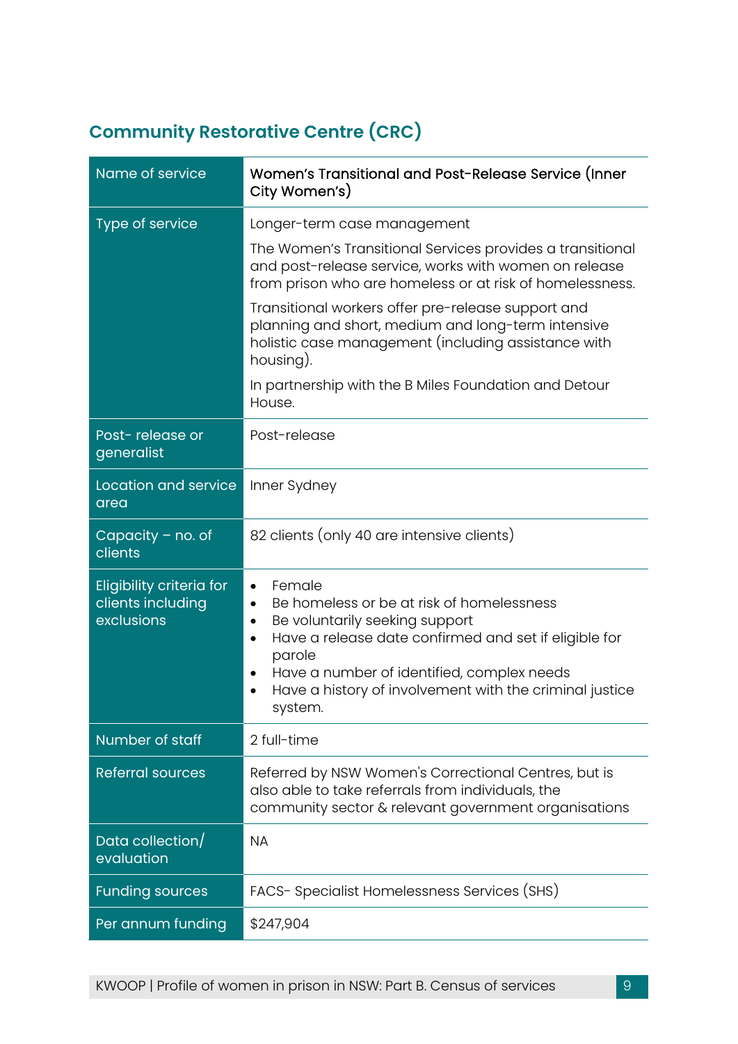## Community Restorative Centre (CRC)

| | |
|---|---|
| Name of service | Women's Transitional and Post-Release Service (Inner City Women's) |
| Type of service | Longer-term case management<br><br>The Women's Transitional Services provides a transitional and post-release service, works with women on release from prison who are homeless or at risk of homelessness.<br><br>Transitional workers offer pre-release support and planning and short, medium and long-term intensive holistic case management (including assistance with housing).<br><br>In partnership with the B Miles Foundation and Detour House. |
| Post- release or generalist | Post-release |
| Location and service area | Inner Sydney |
| Capacity – no. of clients | 82 clients (only 40 are intensive clients) |
| Eligibility criteria for clients including exclusions | • Female<br>• Be homeless or be at risk of homelessness<br>• Be voluntarily seeking support<br>• Have a release date confirmed and set if eligible for parole<br>• Have a number of identified, complex needs<br>• Have a history of involvement with the criminal justice system. |
| Number of staff | 2 full-time |
| Referral sources | Referred by NSW Women's Correctional Centres, but is also able to take referrals from individuals, the community sector & relevant government organisations |
| Data collection/ evaluation | NA |
| Funding sources | FACS- Specialist Homelessness Services (SHS) |
| Per annum funding | $247,904 |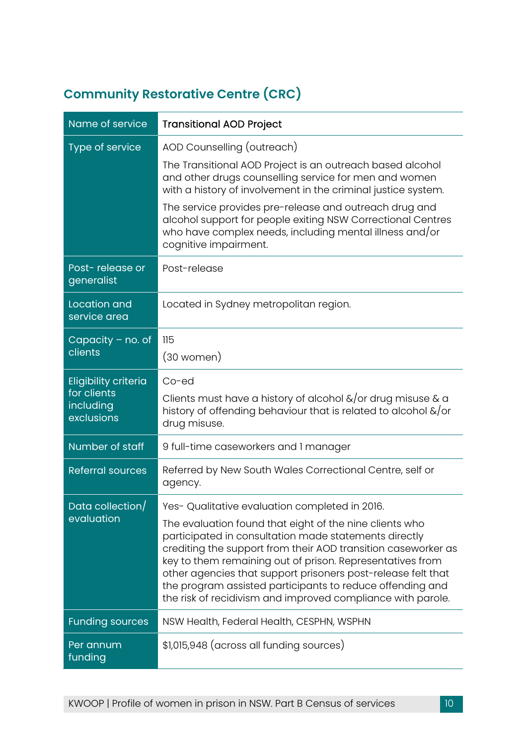## Community Restorative Centre (CRC)

| | |
|---|---|
| Name of service | Transitional AOD Project |
| Type of service | AOD Counselling (outreach)<br>The Transitional AOD Project is an outreach based alcohol and other drugs counselling service for men and women with a history of involvement in the criminal justice system.<br>The service provides pre-release and outreach drug and alcohol support for people exiting NSW Correctional Centres who have complex needs, including mental illness and/or cognitive impairment. |
| Post- release or generalist | Post-release |
| Location and service area | Located in Sydney metropolitan region. |
| Capacity – no. of clients | 115<br>(30 women) |
| Eligibility criteria for clients including exclusions | Co-ed<br>Clients must have a history of alcohol &/or drug misuse & a history of offending behaviour that is related to alcohol &/or drug misuse. |
| Number of staff | 9 full-time caseworkers and 1 manager |
| Referral sources | Referred by New South Wales Correctional Centre, self or agency. |
| Data collection/ evaluation | Yes- Qualitative evaluation completed in 2016.<br>The evaluation found that eight of the nine clients who participated in consultation made statements directly crediting the support from their AOD transition caseworker as key to them remaining out of prison. Representatives from other agencies that support prisoners post-release felt that the program assisted participants to reduce offending and the risk of recidivism and improved compliance with parole. |
| Funding sources | NSW Health, Federal Health, CESPHN, WSPHN |
| Per annum funding | $1,015,948 (across all funding sources) |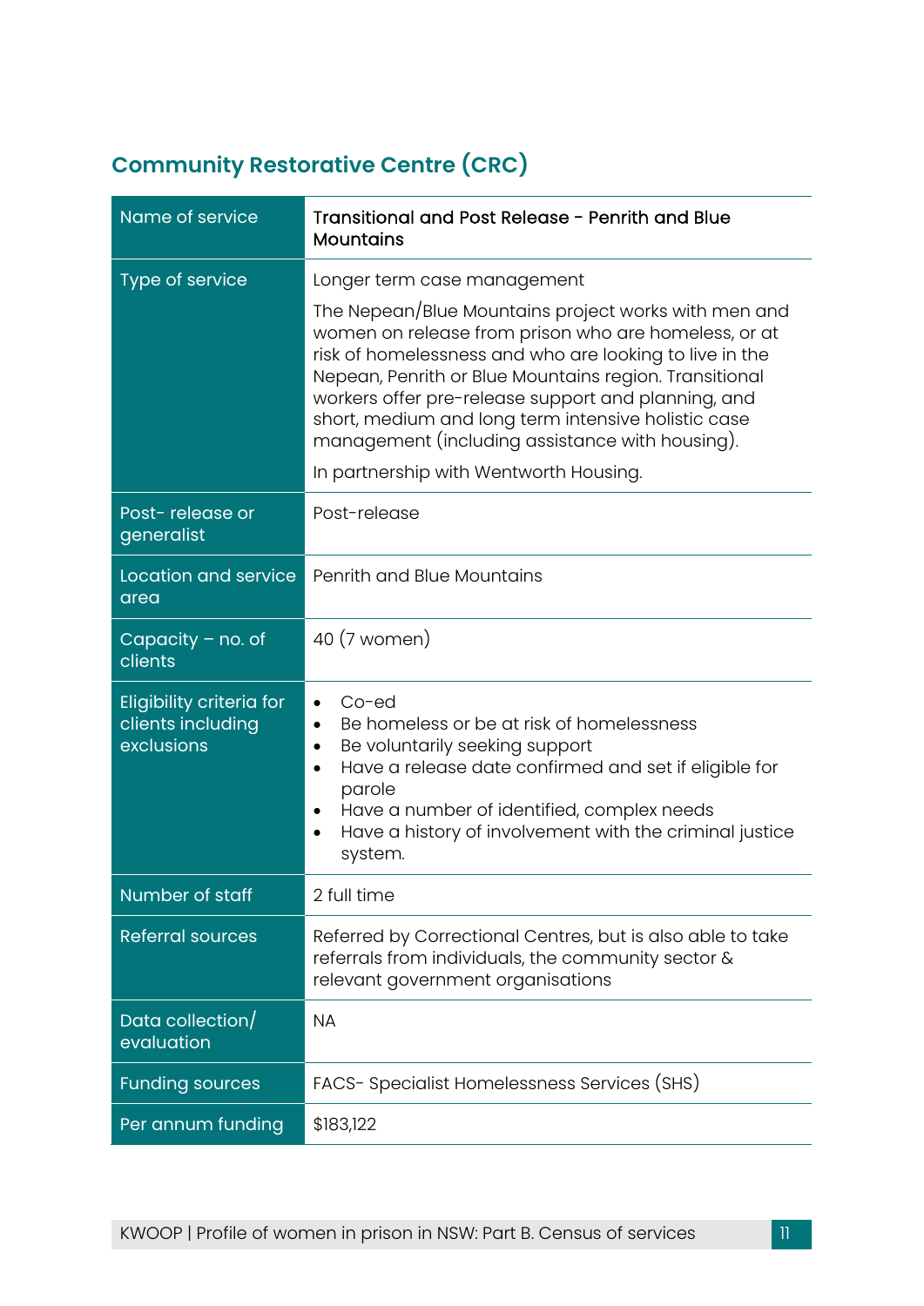## Community Restorative Centre (CRC)

| Name of service | Transitional and Post Release - Penrith and Blue Mountains |
|---|---|
| Type of service | Longer term case management<br><br>The Nepean/Blue Mountains project works with men and women on release from prison who are homeless, or at risk of homelessness and who are looking to live in the Nepean, Penrith or Blue Mountains region. Transitional workers offer pre-release support and planning, and short, medium and long term intensive holistic case management (including assistance with housing).<br><br>In partnership with Wentworth Housing. |
| Post- release or generalist | Post-release |
| Location and service area | Penrith and Blue Mountains |
| Capacity – no. of clients | 40 (7 women) |
| Eligibility criteria for clients including exclusions | • Co-ed<br>• Be homeless or be at risk of homelessness<br>• Be voluntarily seeking support<br>• Have a release date confirmed and set if eligible for parole<br>• Have a number of identified, complex needs<br>• Have a history of involvement with the criminal justice system. |
| Number of staff | 2 full time |
| Referral sources | Referred by Correctional Centres, but is also able to take referrals from individuals, the community sector & relevant government organisations |
| Data collection/ evaluation | NA |
| Funding sources | FACS- Specialist Homelessness Services (SHS) |
| Per annum funding | $183,122 |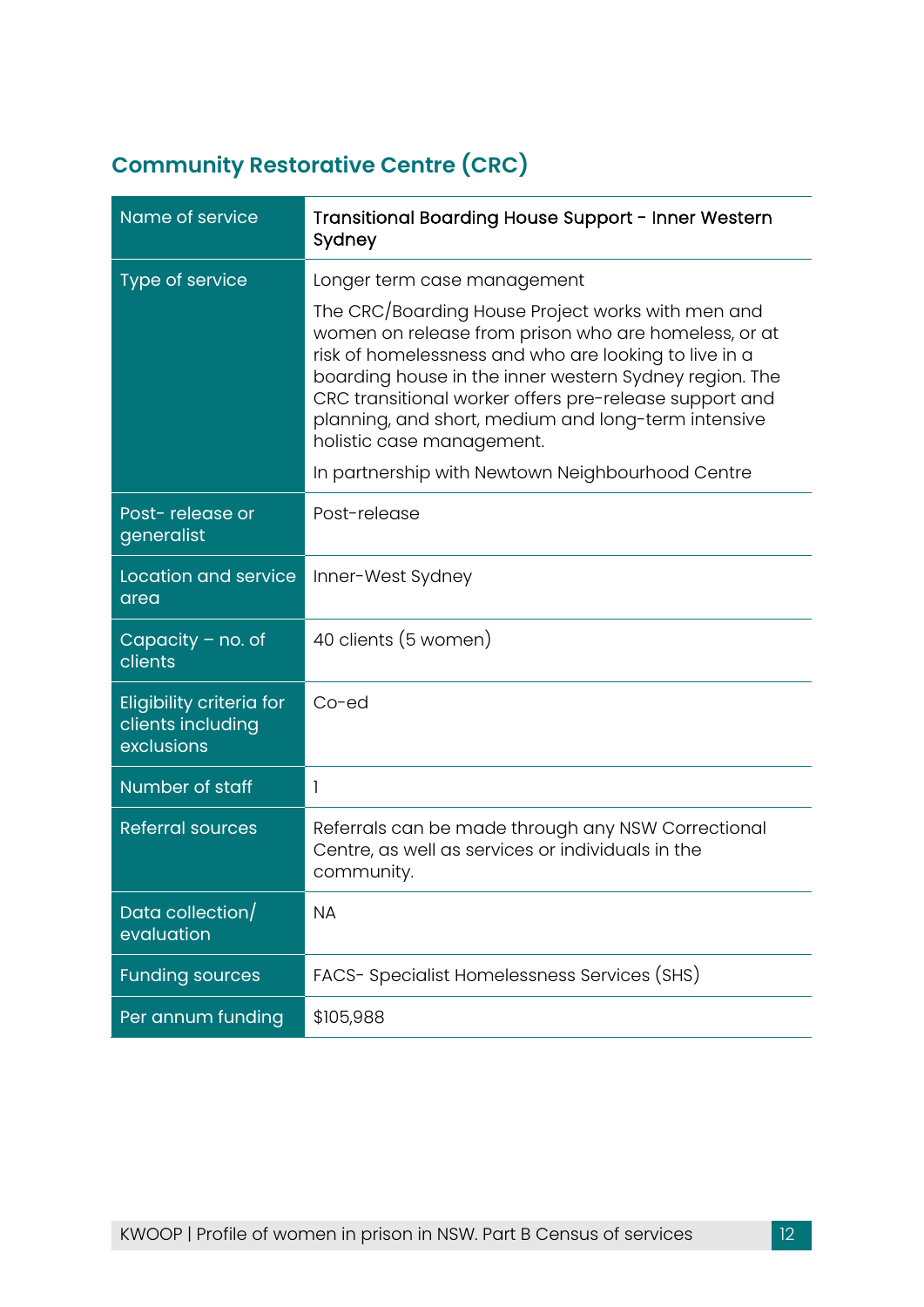## Community Restorative Centre (CRC)

| Name of service | Transitional Boarding House Support - Inner Western Sydney |
|---|---|
| Type of service | Longer term case management<br><br>The CRC/Boarding House Project works with men and women on release from prison who are homeless, or at risk of homelessness and who are looking to live in a boarding house in the inner western Sydney region. The CRC transitional worker offers pre-release support and planning, and short, medium and long-term intensive holistic case management.<br><br>In partnership with Newtown Neighbourhood Centre |
| Post- release or generalist | Post-release |
| Location and service area | Inner-West Sydney |
| Capacity – no. of clients | 40 clients (5 women) |
| Eligibility criteria for clients including exclusions | Co-ed |
| Number of staff | 1 |
| Referral sources | Referrals can be made through any NSW Correctional Centre, as well as services or individuals in the community. |
| Data collection/ evaluation | NA |
| Funding sources | FACS- Specialist Homelessness Services (SHS) |
| Per annum funding | $105,988 |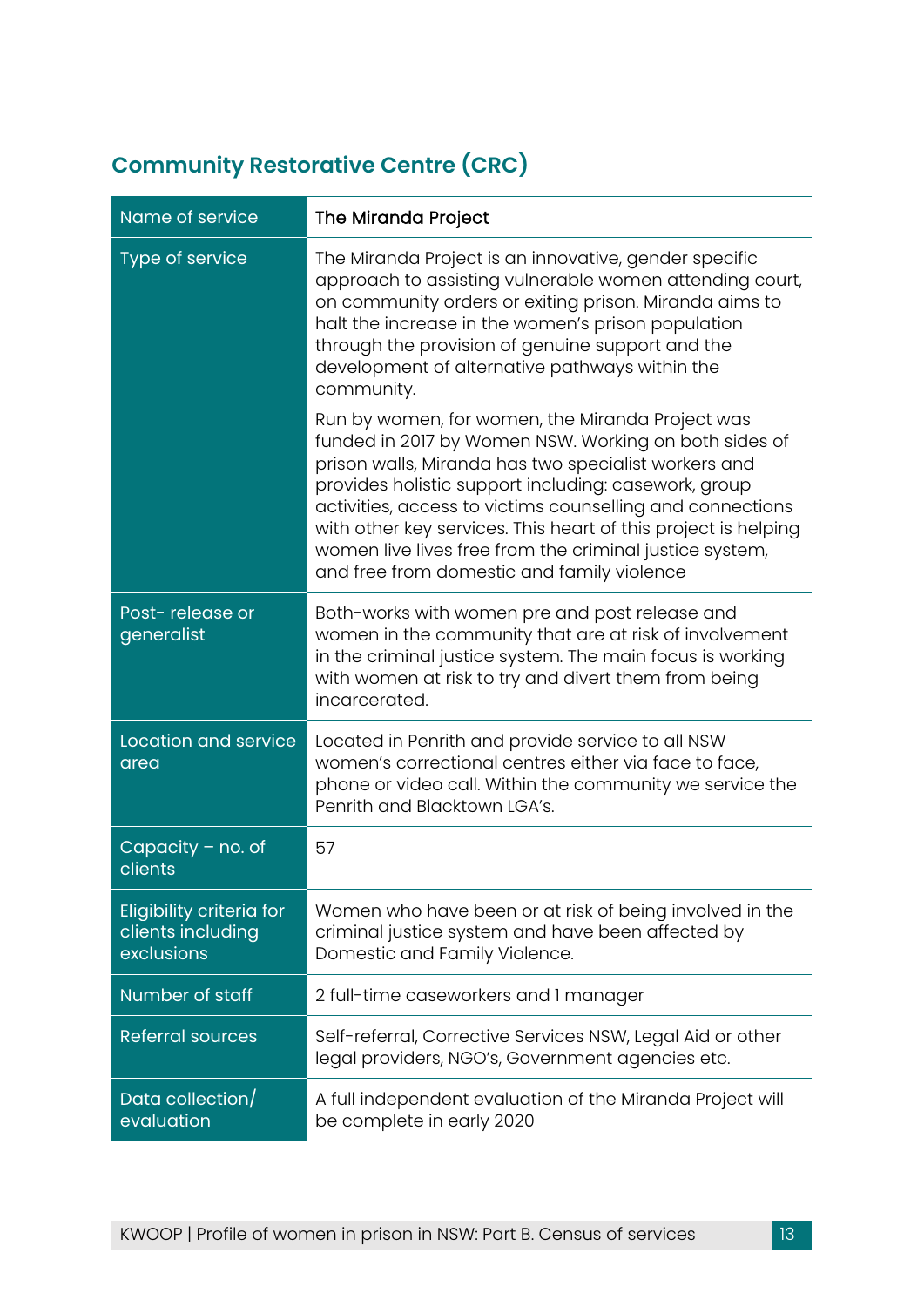## Community Restorative Centre (CRC)

| | |
|---|---|
| Name of service | The Miranda Project |
| Type of service | The Miranda Project is an innovative, gender specific approach to assisting vulnerable women attending court, on community orders or exiting prison. Miranda aims to halt the increase in the women's prison population through the provision of genuine support and the development of alternative pathways within the community.<br><br>Run by women, for women, the Miranda Project was funded in 2017 by Women NSW. Working on both sides of prison walls, Miranda has two specialist workers and provides holistic support including: casework, group activities, access to victims counselling and connections with other key services. This heart of this project is helping women live lives free from the criminal justice system, and free from domestic and family violence |
| Post- release or generalist | Both-works with women pre and post release and women in the community that are at risk of involvement in the criminal justice system. The main focus is working with women at risk to try and divert them from being incarcerated. |
| Location and service area | Located in Penrith and provide service to all NSW women's correctional centres either via face to face, phone or video call. Within the community we service the Penrith and Blacktown LGA's. |
| Capacity – no. of clients | 57 |
| Eligibility criteria for clients including exclusions | Women who have been or at risk of being involved in the criminal justice system and have been affected by Domestic and Family Violence. |
| Number of staff | 2 full-time caseworkers and 1 manager |
| Referral sources | Self-referral, Corrective Services NSW, Legal Aid or other legal providers, NGO's, Government agencies etc. |
| Data collection/ evaluation | A full independent evaluation of the Miranda Project will be complete in early 2020 |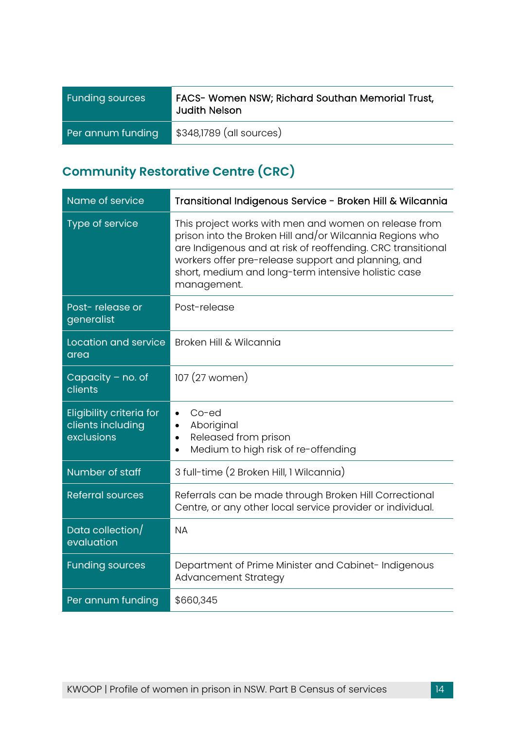| | |
|---|---|
| Funding sources | **FACS- Women NSW; Richard Southan Memorial Trust, Judith Nelson** |
| Per annum funding | $348,1789 (all sources) |

## Community Restorative Centre (CRC)

| | |
|---|---|
| Name of service | **Transitional Indigenous Service - Broken Hill & Wilcannia** |
| Type of service | This project works with men and women on release from prison into the Broken Hill and/or Wilcannia Regions who are Indigenous and at risk of reoffending. CRC transitional workers offer pre-release support and planning, and short, medium and long-term intensive holistic case management. |
| Post- release or generalist | Post-release |
| Location and service area | Broken Hill & Wilcannia |
| Capacity – no. of clients | 107 (27 women) |
| Eligibility criteria for clients including exclusions | • Co-ed<br>• Aboriginal<br>• Released from prison<br>• Medium to high risk of re-offending |
| Number of staff | 3 full-time (2 Broken Hill, 1 Wilcannia) |
| Referral sources | Referrals can be made through Broken Hill Correctional Centre, or any other local service provider or individual. |
| Data collection/ evaluation | NA |
| Funding sources | Department of Prime Minister and Cabinet- Indigenous Advancement Strategy |
| Per annum funding | $660,345 |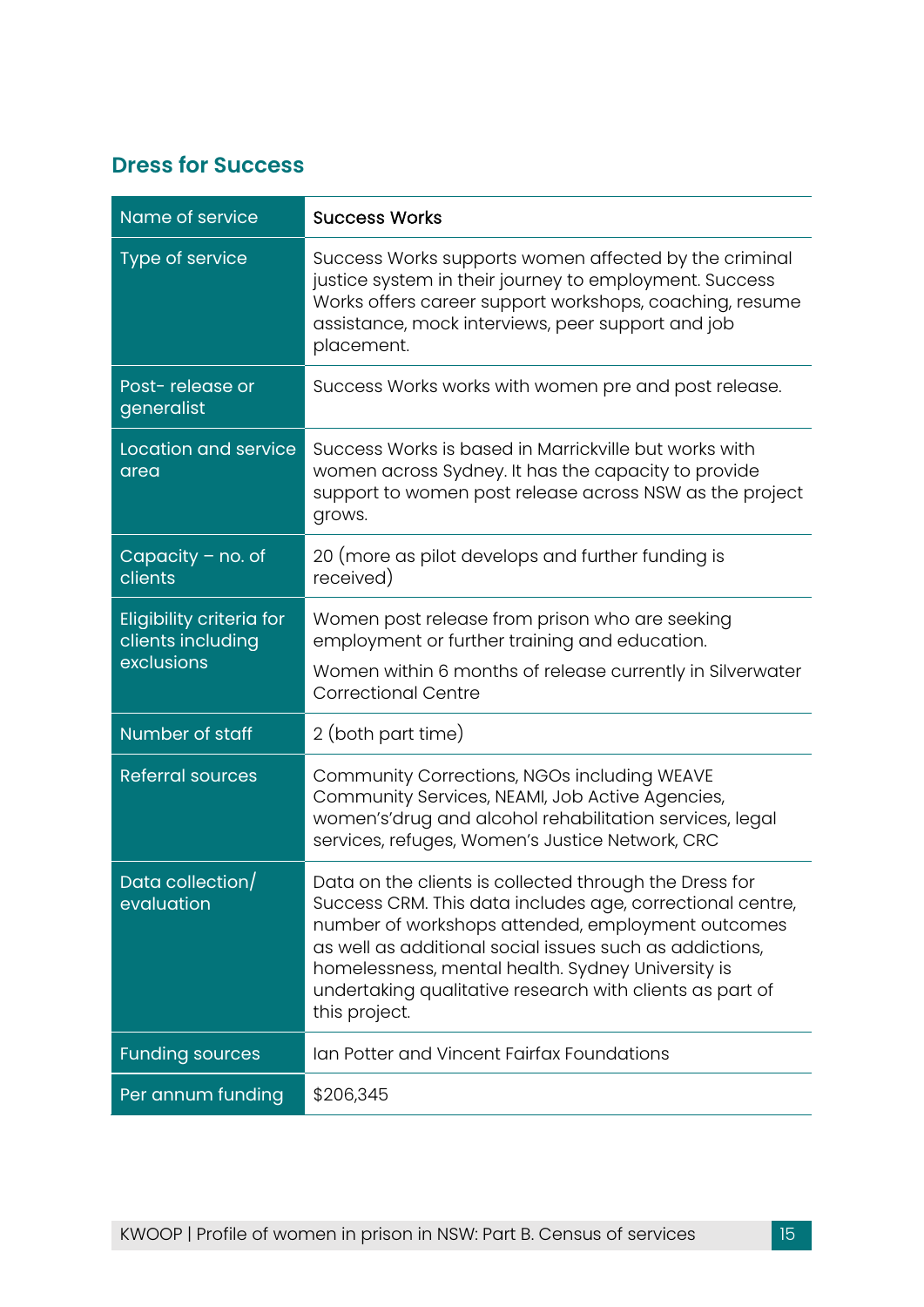## Dress for Success

| | |
|---|---|
| Name of service | **Success Works** |
| Type of service | Success Works supports women affected by the criminal justice system in their journey to employment. Success Works offers career support workshops, coaching, resume assistance, mock interviews, peer support and job placement. |
| Post- release or generalist | Success Works works with women pre and post release. |
| Location and service area | Success Works is based in Marrickville but works with women across Sydney. It has the capacity to provide support to women post release across NSW as the project grows. |
| Capacity – no. of clients | 20 (more as pilot develops and further funding is received) |
| Eligibility criteria for clients including exclusions | Women post release from prison who are seeking employment or further training and education.<br>Women within 6 months of release currently in Silverwater Correctional Centre |
| Number of staff | 2 (both part time) |
| Referral sources | Community Corrections, NGOs including WEAVE Community Services, NEAMI, Job Active Agencies, women's'drug and alcohol rehabilitation services, legal services, refuges, Women's Justice Network, CRC |
| Data collection/ evaluation | Data on the clients is collected through the Dress for Success CRM. This data includes age, correctional centre, number of workshops attended, employment outcomes as well as additional social issues such as addictions, homelessness, mental health. Sydney University is undertaking qualitative research with clients as part of this project. |
| Funding sources | Ian Potter and Vincent Fairfax Foundations |
| Per annum funding | $206,345 |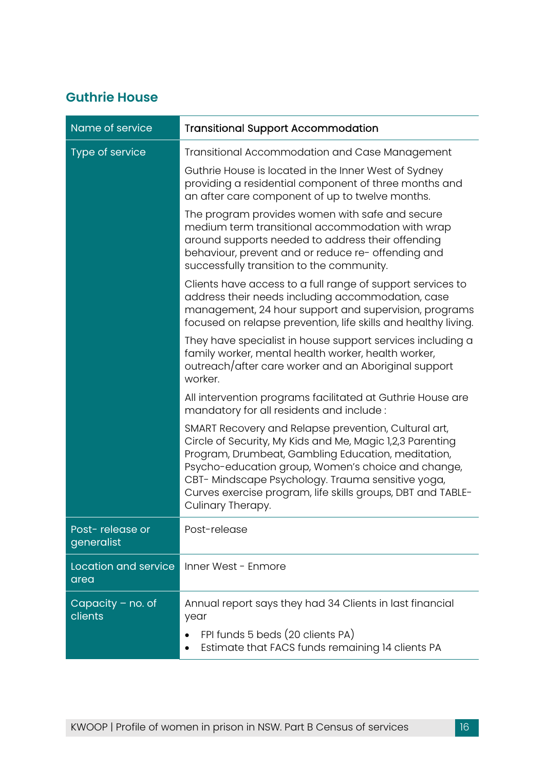## Guthrie House

| | |
|---|---|
| Name of service | **Transitional Support Accommodation** |
| Type of service | Transitional Accommodation and Case Management<br><br>Guthrie House is located in the Inner West of Sydney providing a residential component of three months and an after care component of up to twelve months.<br><br>The program provides women with safe and secure medium term transitional accommodation with wrap around supports needed to address their offending behaviour, prevent and or reduce re- offending and successfully transition to the community.<br><br>Clients have access to a full range of support services to address their needs including accommodation, case management, 24 hour support and supervision, programs focused on relapse prevention, life skills and healthy living.<br><br>They have specialist in house support services including a family worker, mental health worker, health worker, outreach/after care worker and an Aboriginal support worker.<br><br>All intervention programs facilitated at Guthrie House are mandatory for all residents and include :<br><br>SMART Recovery and Relapse prevention, Cultural art, Circle of Security, My Kids and Me, Magic 1,2,3 Parenting Program, Drumbeat, Gambling Education, meditation, Psycho-education group, Women's choice and change, CBT- Mindscape Psychology. Trauma sensitive yoga, Curves exercise program, life skills groups, DBT and TABLE-Culinary Therapy. |
| Post- release or generalist | Post-release |
| Location and service area | Inner West - Enmore |
| Capacity – no. of clients | Annual report says they had 34 Clients in last financial year<br><br>• FPI funds 5 beds (20 clients PA)<br>• Estimate that FACS funds remaining 14 clients PA |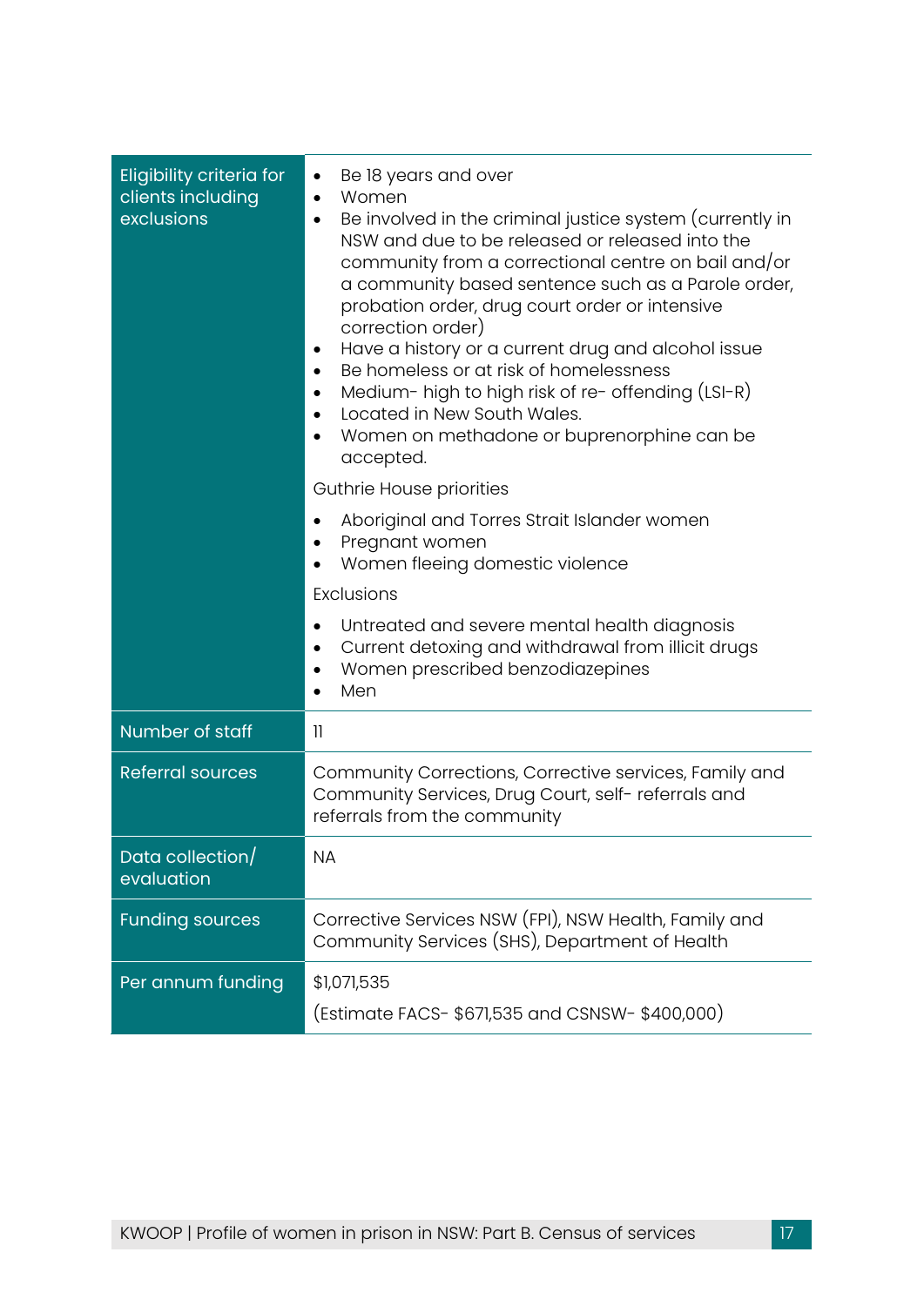| | |
|---|---|
| Eligibility criteria for clients including exclusions | • Be 18 years and over<br>• Women<br>• Be involved in the criminal justice system (currently in NSW and due to be released or released into the community from a correctional centre on bail and/or a community based sentence such as a Parole order, probation order, drug court order or intensive correction order)<br>• Have a history or a current drug and alcohol issue<br>• Be homeless or at risk of homelessness<br>• Medium- high to high risk of re- offending (LSI-R)<br>• Located in New South Wales.<br>• Women on methadone or buprenorphine can be accepted.<br><br>Guthrie House priorities<br><br>• Aboriginal and Torres Strait Islander women<br>• Pregnant women<br>• Women fleeing domestic violence<br><br>Exclusions<br><br>• Untreated and severe mental health diagnosis<br>• Current detoxing and withdrawal from illicit drugs<br>• Women prescribed benzodiazepines<br>• Men |
| Number of staff | 11 |
| Referral sources | Community Corrections, Corrective services, Family and Community Services, Drug Court, self- referrals and referrals from the community |
| Data collection/ evaluation | NA |
| Funding sources | Corrective Services NSW (FPI), NSW Health, Family and Community Services (SHS), Department of Health |
| Per annum funding | $1,071,535<br><br>(Estimate FACS- $671,535 and CSNSW- $400,000) |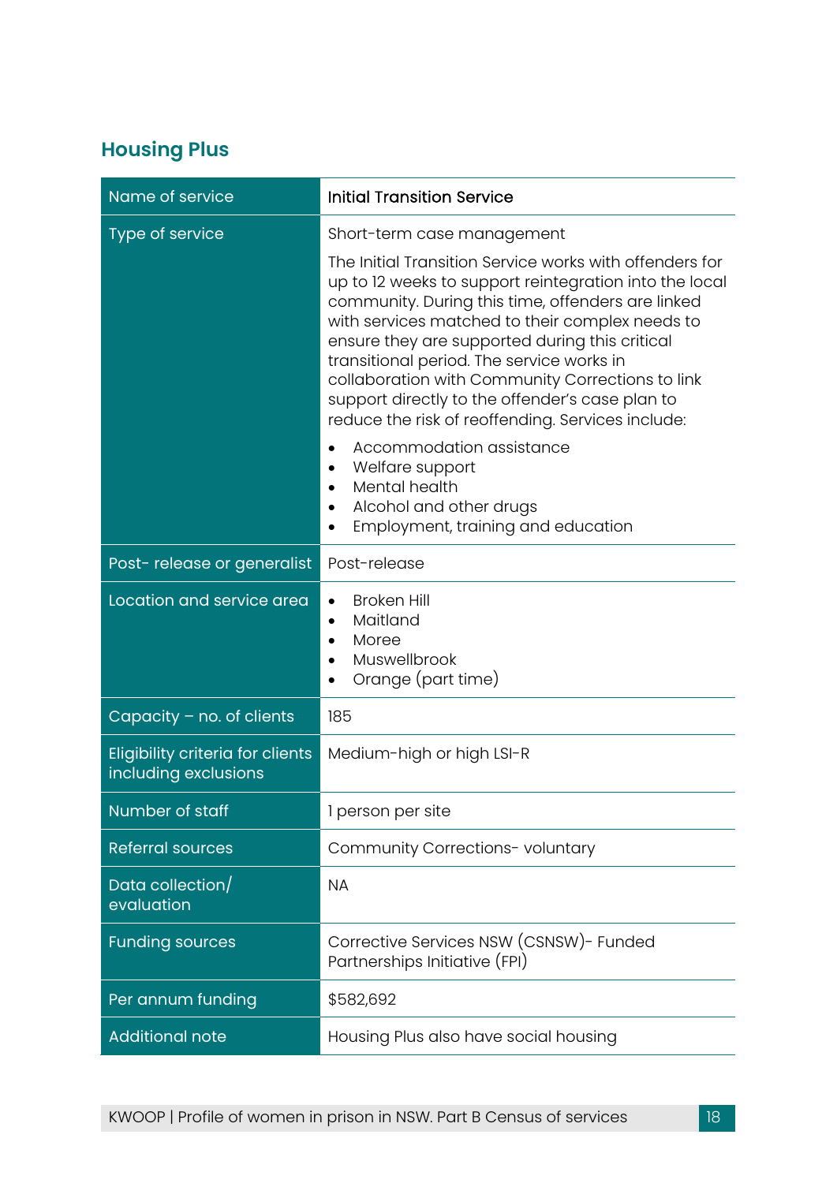## Housing Plus

| | |
|---|---|
| Name of service | **Initial Transition Service** |
| Type of service | Short-term case management<br><br>The Initial Transition Service works with offenders for up to 12 weeks to support reintegration into the local community. During this time, offenders are linked with services matched to their complex needs to ensure they are supported during this critical transitional period. The service works in collaboration with Community Corrections to link support directly to the offender's case plan to reduce the risk of reoffending. Services include:<br>• Accommodation assistance<br>• Welfare support<br>• Mental health<br>• Alcohol and other drugs<br>• Employment, training and education |
| Post- release or generalist | Post-release |
| Location and service area | • Broken Hill<br>• Maitland<br>• Moree<br>• Muswellbrook<br>• Orange (part time) |
| Capacity – no. of clients | 185 |
| Eligibility criteria for clients including exclusions | Medium-high or high LSI-R |
| Number of staff | 1 person per site |
| Referral sources | Community Corrections- voluntary |
| Data collection/ evaluation | NA |
| Funding sources | Corrective Services NSW (CSNSW)- Funded Partnerships Initiative (FPI) |
| Per annum funding | $582,692 |
| Additional note | Housing Plus also have social housing |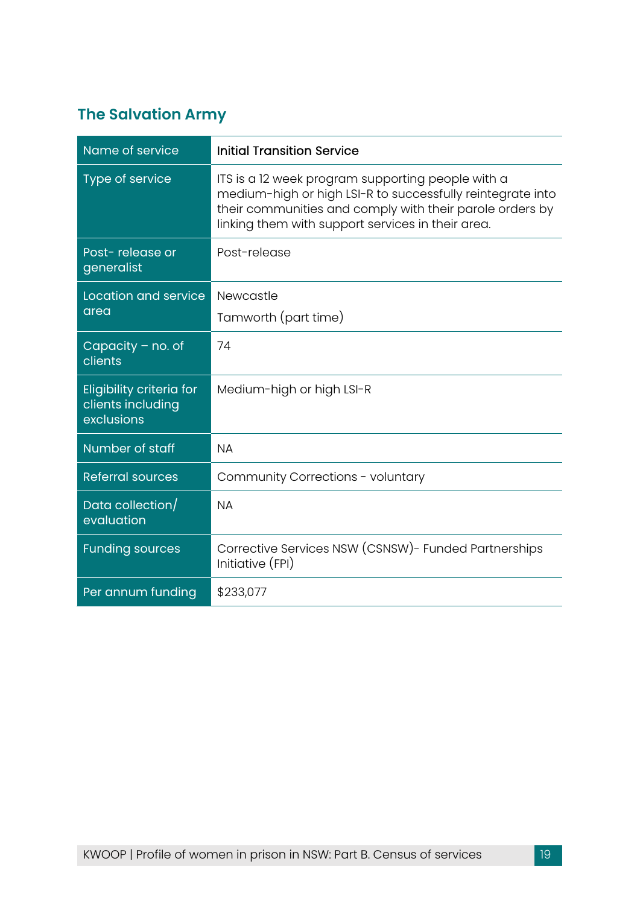## The Salvation Army

| | |
|---|---|
| Name of service | **Initial Transition Service** |
| Type of service | ITS is a 12 week program supporting people with a medium-high or high LSI-R to successfully reintegrate into their communities and comply with their parole orders by linking them with support services in their area. |
| Post- release or generalist | Post-release |
| Location and service area | Newcastle<br>Tamworth (part time) |
| Capacity – no. of clients | 74 |
| Eligibility criteria for clients including exclusions | Medium-high or high LSI-R |
| Number of staff | NA |
| Referral sources | Community Corrections - voluntary |
| Data collection/ evaluation | NA |
| Funding sources | Corrective Services NSW (CSNSW)- Funded Partnerships Initiative (FPI) |
| Per annum funding | $233,077 |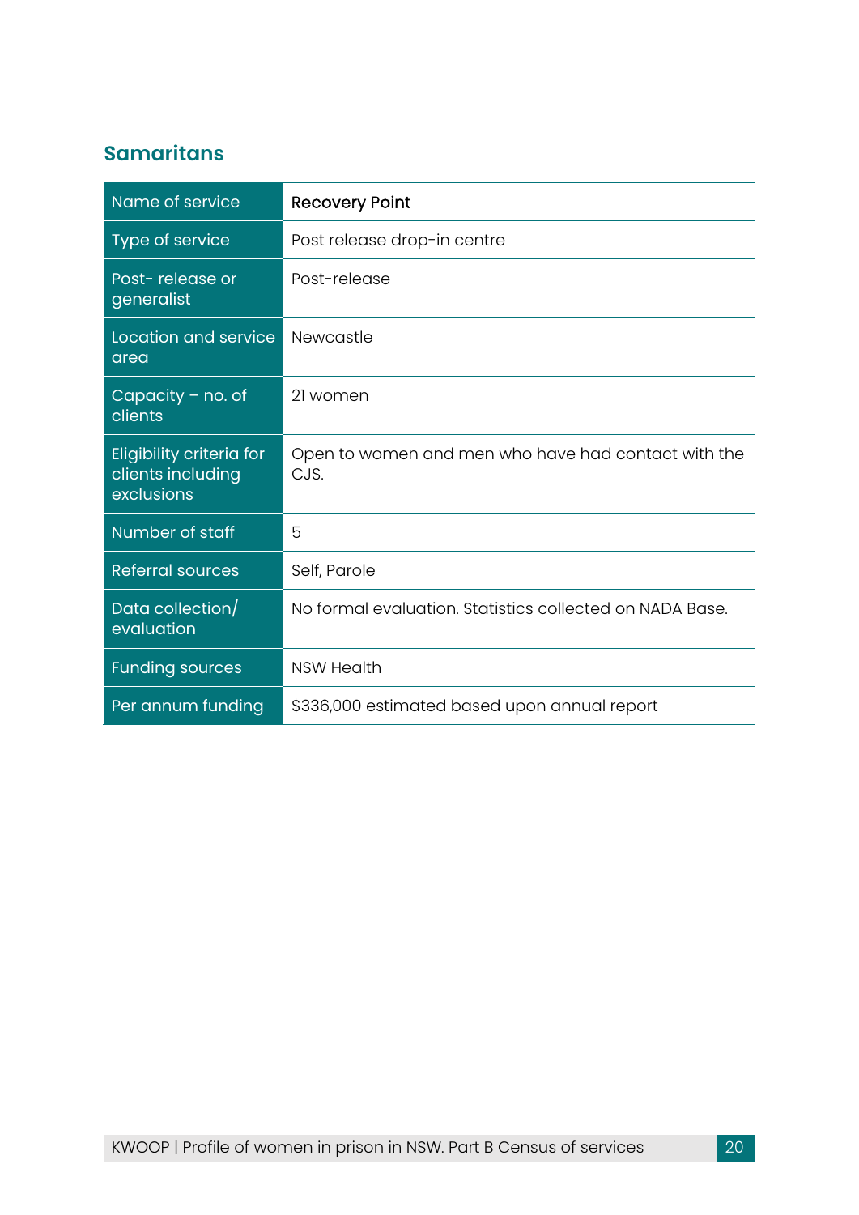## Samaritans

| | |
|---|---|
| Name of service | Recovery Point |
| Type of service | Post release drop-in centre |
| Post- release or generalist | Post-release |
| Location and service area | Newcastle |
| Capacity – no. of clients | 21 women |
| Eligibility criteria for clients including exclusions | Open to women and men who have had contact with the CJS. |
| Number of staff | 5 |
| Referral sources | Self, Parole |
| Data collection/ evaluation | No formal evaluation. Statistics collected on NADA Base. |
| Funding sources | NSW Health |
| Per annum funding | $336,000 estimated based upon annual report |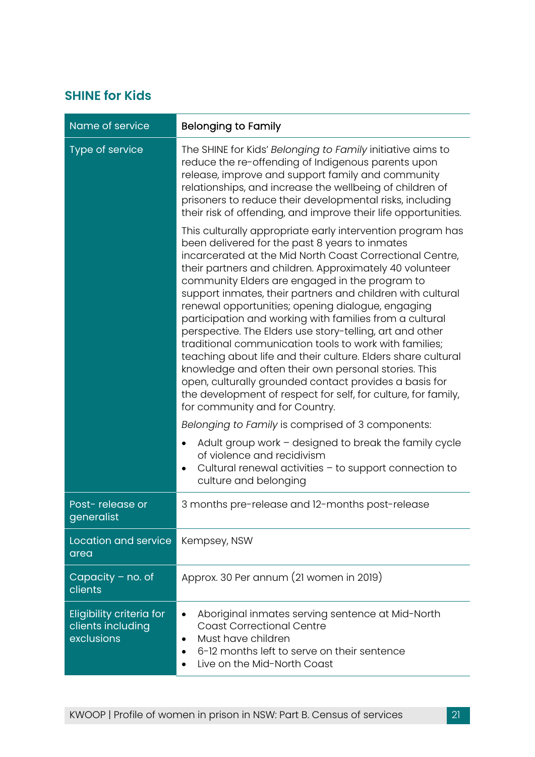## SHINE for Kids

| Name of service | Belonging to Family |
|---|---|
| Type of service | The SHINE for Kids' *Belonging to Family* initiative aims to reduce the re-offending of Indigenous parents upon release, improve and support family and community relationships, and increase the wellbeing of children of prisoners to reduce their developmental risks, including their risk of offending, and improve their life opportunities.<br><br>This culturally appropriate early intervention program has been delivered for the past 8 years to inmates incarcerated at the Mid North Coast Correctional Centre, their partners and children. Approximately 40 volunteer community Elders are engaged in the program to support inmates, their partners and children with cultural renewal opportunities; opening dialogue, engaging participation and working with families from a cultural perspective. The Elders use story-telling, art and other traditional communication tools to work with families; teaching about life and their culture. Elders share cultural knowledge and often their own personal stories. This open, culturally grounded contact provides a basis for the development of respect for self, for culture, for family, for community and for Country.<br><br>*Belonging to Family* is comprised of 3 components:<br>• Adult group work – designed to break the family cycle of violence and recidivism<br>• Cultural renewal activities – to support connection to culture and belonging |
| Post- release or generalist | 3 months pre-release and 12-months post-release |
| Location and service area | Kempsey, NSW |
| Capacity – no. of clients | Approx. 30 Per annum (21 women in 2019) |
| Eligibility criteria for clients including exclusions | • Aboriginal inmates serving sentence at Mid-North Coast Correctional Centre<br>• Must have children<br>• 6-12 months left to serve on their sentence<br>• Live on the Mid-North Coast |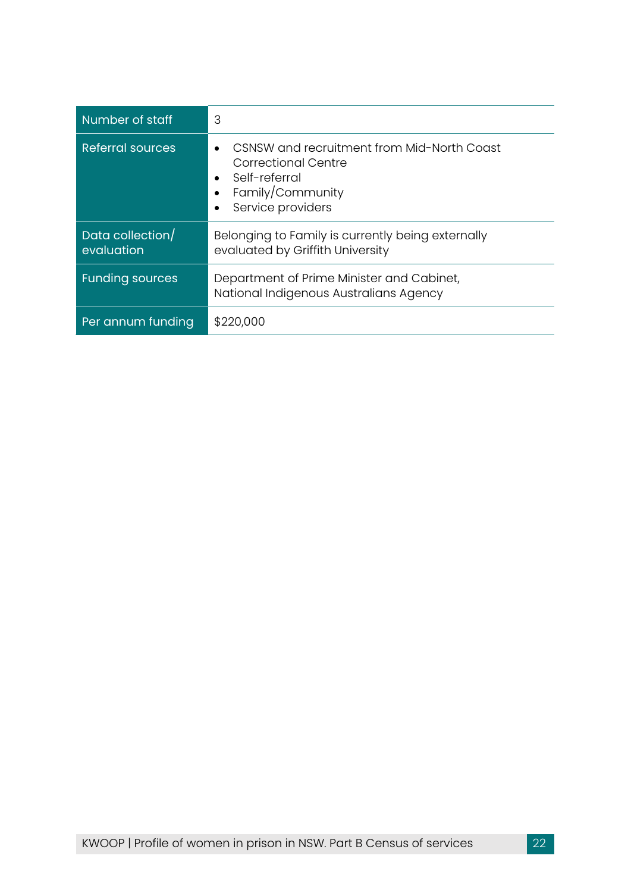| | |
|---|---|
| Number of staff | 3 |
| Referral sources | • CSNSW and recruitment from Mid-North Coast Correctional Centre<br>• Self-referral<br>• Family/Community<br>• Service providers |
| Data collection/ evaluation | Belonging to Family is currently being externally evaluated by Griffith University |
| Funding sources | Department of Prime Minister and Cabinet, National Indigenous Australians Agency |
| Per annum funding | $220,000 |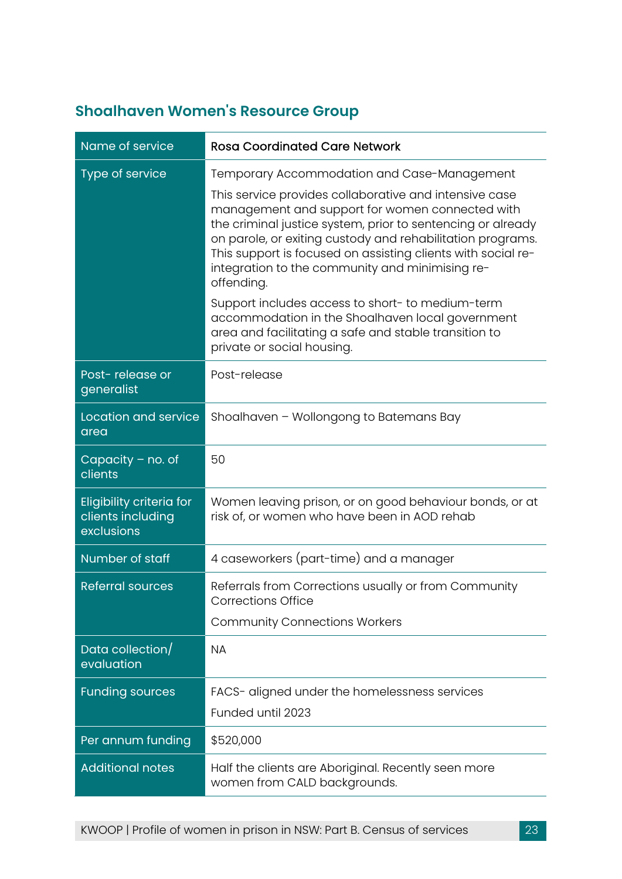## Shoalhaven Women's Resource Group

| | |
|---|---|
| Name of service | **Rosa Coordinated Care Network** |
| Type of service | Temporary Accommodation and Case-Management<br><br>This service provides collaborative and intensive case management and support for women connected with the criminal justice system, prior to sentencing or already on parole, or exiting custody and rehabilitation programs. This support is focused on assisting clients with social re-integration to the community and minimising re-offending.<br><br>Support includes access to short- to medium-term accommodation in the Shoalhaven local government area and facilitating a safe and stable transition to private or social housing. |
| Post- release or generalist | Post-release |
| Location and service area | Shoalhaven – Wollongong to Batemans Bay |
| Capacity – no. of clients | 50 |
| Eligibility criteria for clients including exclusions | Women leaving prison, or on good behaviour bonds, or at risk of, or women who have been in AOD rehab |
| Number of staff | 4 caseworkers (part-time) and a manager |
| Referral sources | Referrals from Corrections usually or from Community Corrections Office<br><br>Community Connections Workers |
| Data collection/ evaluation | NA |
| Funding sources | FACS- aligned under the homelessness services<br><br>Funded until 2023 |
| Per annum funding | $520,000 |
| Additional notes | Half the clients are Aboriginal. Recently seen more women from CALD backgrounds. |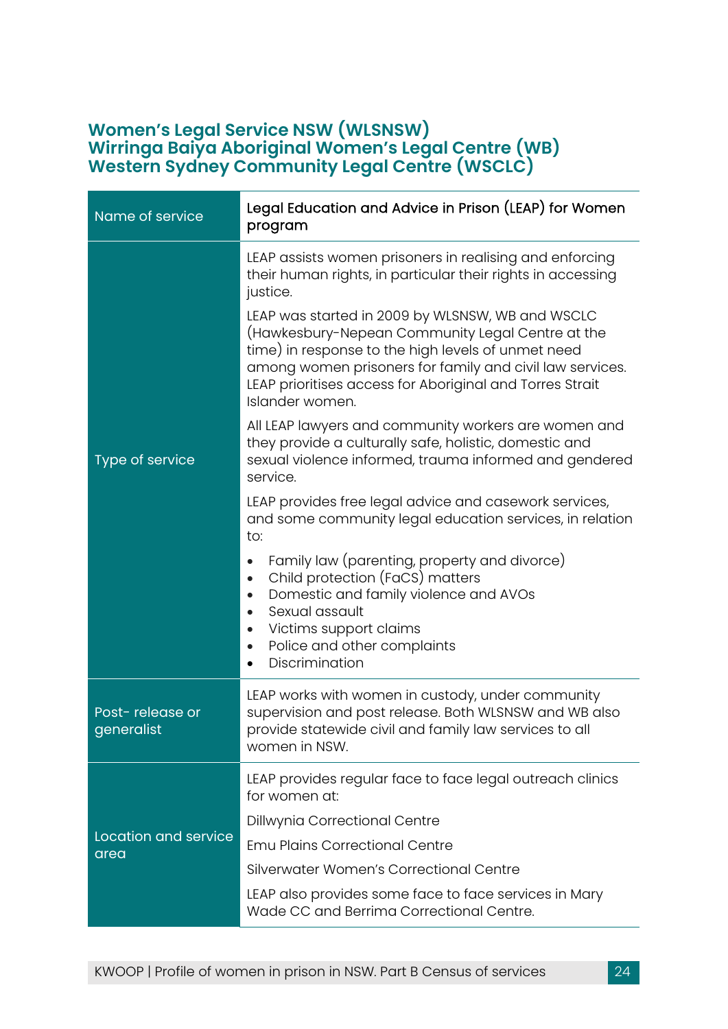## Women's Legal Service NSW (WLSNSW)
## Wirringa Baiya Aboriginal Women's Legal Centre (WB)
## Western Sydney Community Legal Centre (WSCLC)

| Name of service | Legal Education and Advice in Prison (LEAP) for Women program |
|---|---|
| Type of service | LEAP assists women prisoners in realising and enforcing their human rights, in particular their rights in accessing justice.<br><br>LEAP was started in 2009 by WLSNSW, WB and WSCLC (Hawkesbury-Nepean Community Legal Centre at the time) in response to the high levels of unmet need among women prisoners for family and civil law services. LEAP prioritises access for Aboriginal and Torres Strait Islander women.<br><br>All LEAP lawyers and community workers are women and they provide a culturally safe, holistic, domestic and sexual violence informed, trauma informed and gendered service.<br><br>LEAP provides free legal advice and casework services, and some community legal education services, in relation to:<br><br>• Family law (parenting, property and divorce)<br>• Child protection (FaCS) matters<br>• Domestic and family violence and AVOs<br>• Sexual assault<br>• Victims support claims<br>• Police and other complaints<br>• Discrimination |
| Post- release or generalist | LEAP works with women in custody, under community supervision and post release. Both WLSNSW and WB also provide statewide civil and family law services to all women in NSW. |
| Location and service area | LEAP provides regular face to face legal outreach clinics for women at:<br><br>Dillwynia Correctional Centre<br><br>Emu Plains Correctional Centre<br><br>Silverwater Women's Correctional Centre<br><br>LEAP also provides some face to face services in Mary Wade CC and Berrima Correctional Centre. |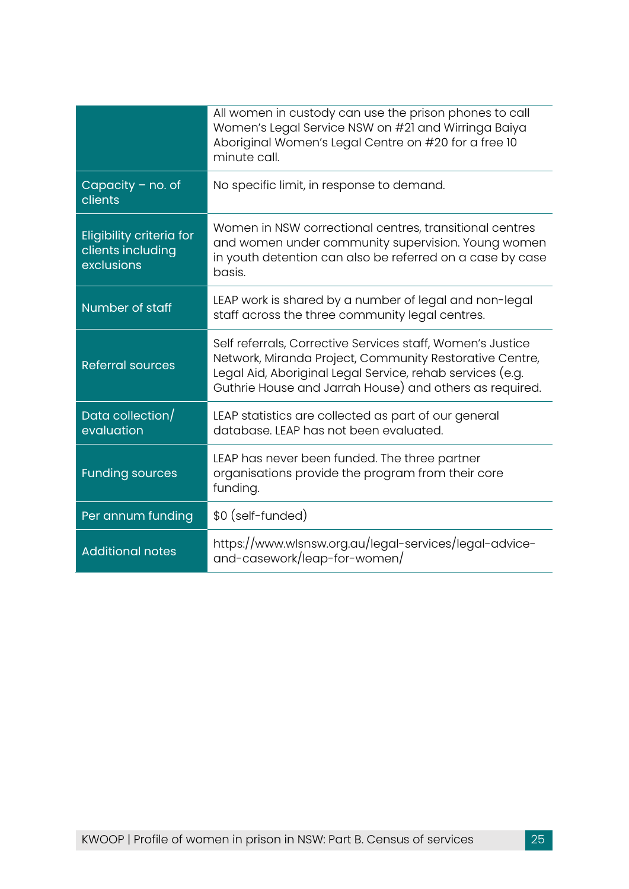| | |
|---|---|
| | All women in custody can use the prison phones to call Women's Legal Service NSW on #21 and Wirringa Baiya Aboriginal Women's Legal Centre on #20 for a free 10 minute call. |
| Capacity – no. of clients | No specific limit, in response to demand. |
| Eligibility criteria for clients including exclusions | Women in NSW correctional centres, transitional centres and women under community supervision. Young women in youth detention can also be referred on a case by case basis. |
| Number of staff | LEAP work is shared by a number of legal and non-legal staff across the three community legal centres. |
| Referral sources | Self referrals, Corrective Services staff, Women's Justice Network, Miranda Project, Community Restorative Centre, Legal Aid, Aboriginal Legal Service, rehab services (e.g. Guthrie House and Jarrah House) and others as required. |
| Data collection/ evaluation | LEAP statistics are collected as part of our general database. LEAP has not been evaluated. |
| Funding sources | LEAP has never been funded. The three partner organisations provide the program from their core funding. |
| Per annum funding | $0 (self-funded) |
| Additional notes | https://www.wlsnsw.org.au/legal-services/legal-advice-and-casework/leap-for-women/ |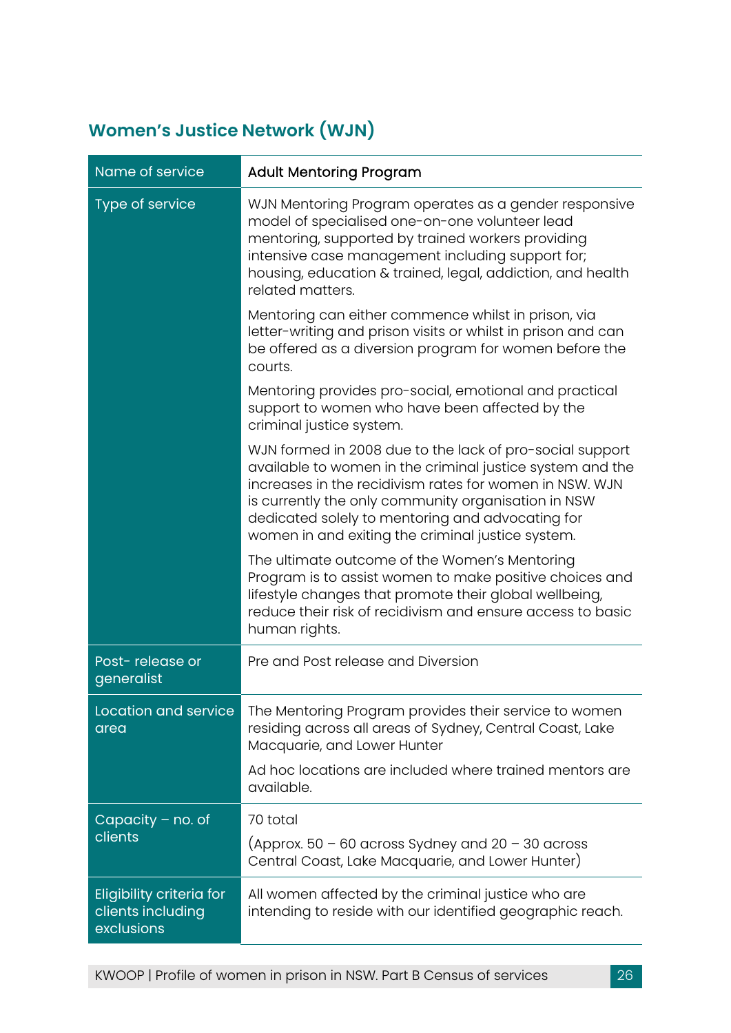## Women's Justice Network (WJN)

| | |
|---|---|
| Name of service | **Adult Mentoring Program** |
| Type of service | WJN Mentoring Program operates as a gender responsive model of specialised one-on-one volunteer lead mentoring, supported by trained workers providing intensive case management including support for; housing, education & trained, legal, addiction, and health related matters.<br><br>Mentoring can either commence whilst in prison, via letter-writing and prison visits or whilst in prison and can be offered as a diversion program for women before the courts.<br><br>Mentoring provides pro-social, emotional and practical support to women who have been affected by the criminal justice system.<br><br>WJN formed in 2008 due to the lack of pro-social support available to women in the criminal justice system and the increases in the recidivism rates for women in NSW. WJN is currently the only community organisation in NSW dedicated solely to mentoring and advocating for women in and exiting the criminal justice system.<br><br>The ultimate outcome of the Women's Mentoring Program is to assist women to make positive choices and lifestyle changes that promote their global wellbeing, reduce their risk of recidivism and ensure access to basic human rights. |
| Post- release or generalist | Pre and Post release and Diversion |
| Location and service area | The Mentoring Program provides their service to women residing across all areas of Sydney, Central Coast, Lake Macquarie, and Lower Hunter<br><br>Ad hoc locations are included where trained mentors are available. |
| Capacity – no. of clients | 70 total<br><br>(Approx. 50 – 60 across Sydney and 20 – 30 across Central Coast, Lake Macquarie, and Lower Hunter) |
| Eligibility criteria for clients including exclusions | All women affected by the criminal justice who are intending to reside with our identified geographic reach. |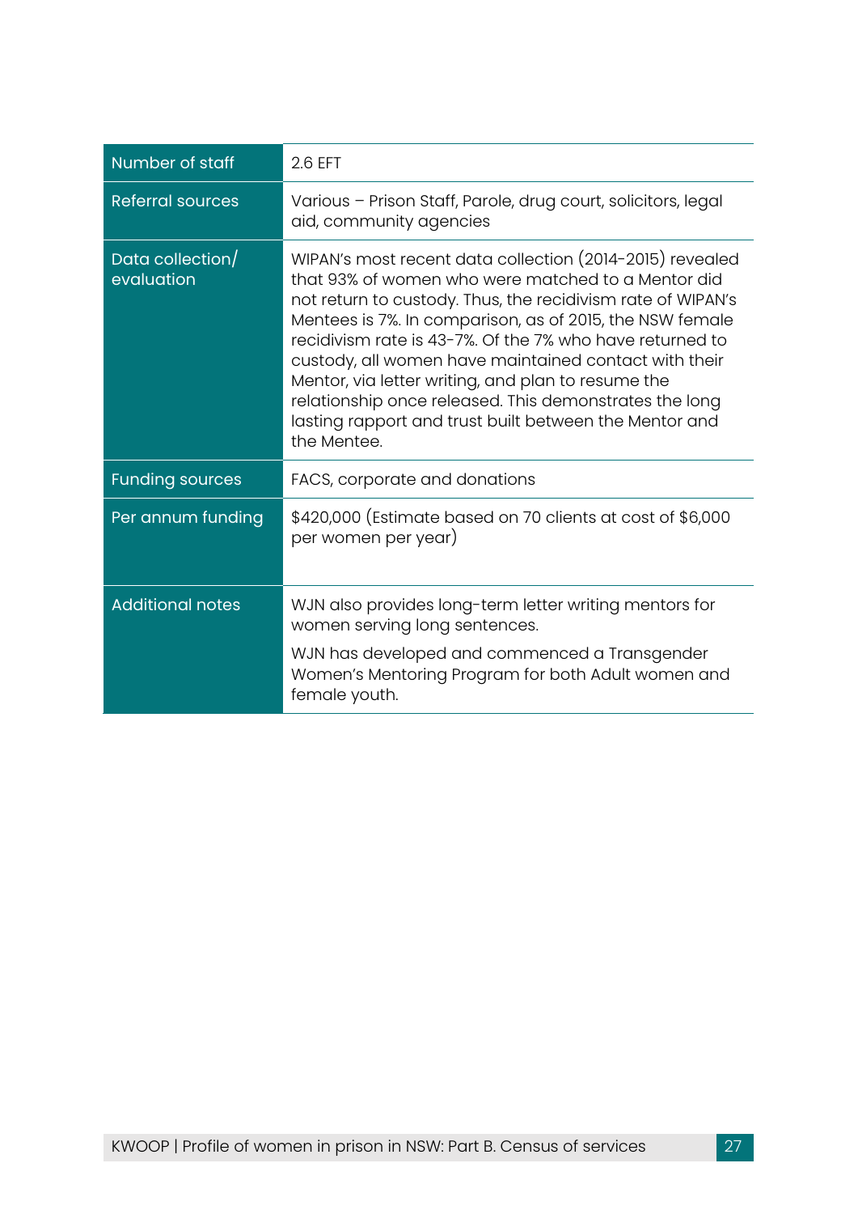| | |
|---|---|
| Number of staff | 2.6 EFT |
| Referral sources | Various – Prison Staff, Parole, drug court, solicitors, legal aid, community agencies |
| Data collection/ evaluation | WIPAN's most recent data collection (2014-2015) revealed that 93% of women who were matched to a Mentor did not return to custody. Thus, the recidivism rate of WIPAN's Mentees is 7%. In comparison, as of 2015, the NSW female recidivism rate is 43-7%. Of the 7% who have returned to custody, all women have maintained contact with their Mentor, via letter writing, and plan to resume the relationship once released. This demonstrates the long lasting rapport and trust built between the Mentor and the Mentee. |
| Funding sources | FACS, corporate and donations |
| Per annum funding | $420,000 (Estimate based on 70 clients at cost of $6,000 per women per year) |
| Additional notes | WJN also provides long-term letter writing mentors for women serving long sentences.<br><br>WJN has developed and commenced a Transgender Women's Mentoring Program for both Adult women and female youth. |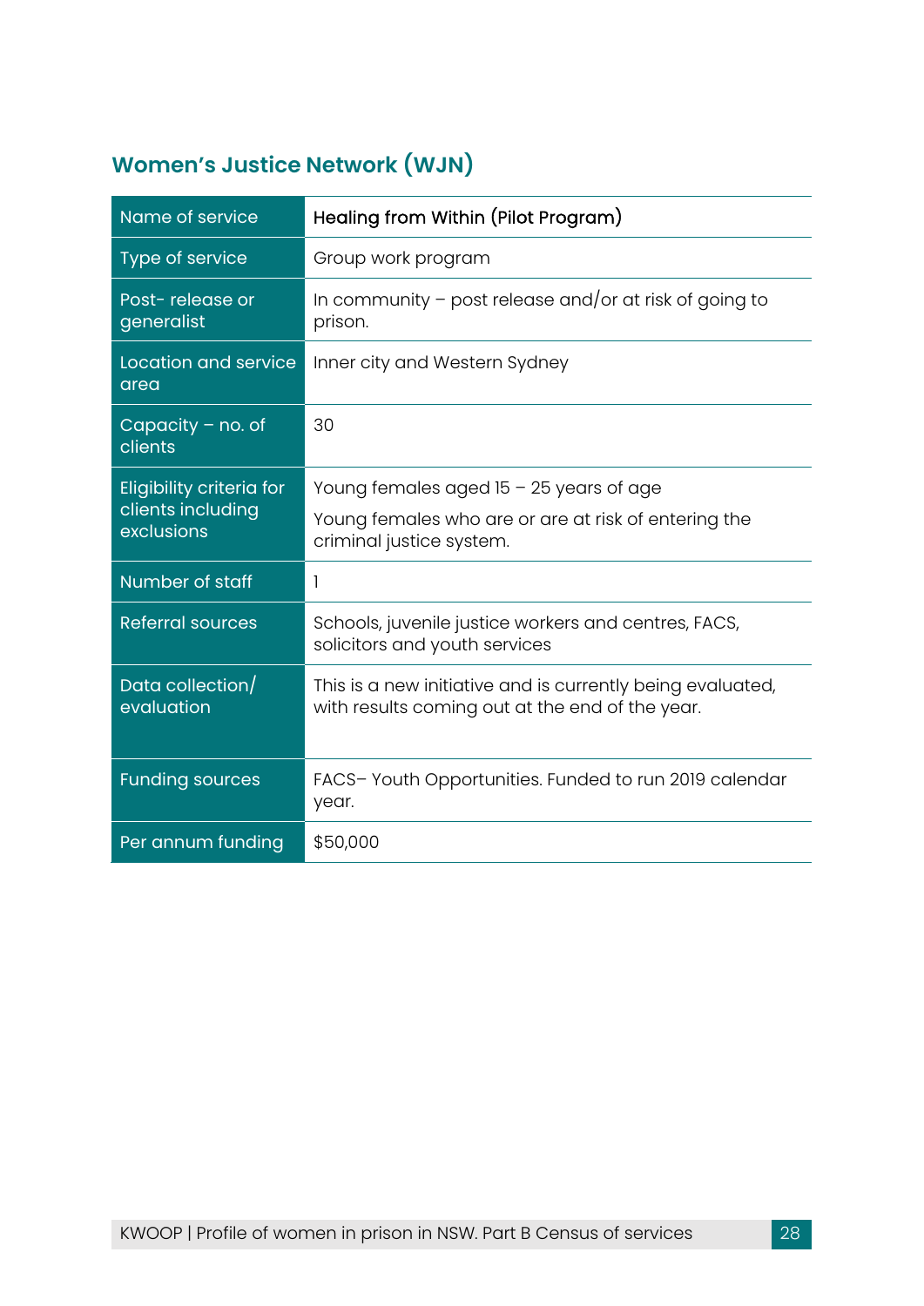## Women's Justice Network (WJN)

| | |
|---|---|
| Name of service | Healing from Within (Pilot Program) |
| Type of service | Group work program |
| Post- release or generalist | In community – post release and/or at risk of going to prison. |
| Location and service area | Inner city and Western Sydney |
| Capacity – no. of clients | 30 |
| Eligibility criteria for clients including exclusions | Young females aged 15 – 25 years of age<br>Young females who are or are at risk of entering the criminal justice system. |
| Number of staff | 1 |
| Referral sources | Schools, juvenile justice workers and centres, FACS, solicitors and youth services |
| Data collection/ evaluation | This is a new initiative and is currently being evaluated, with results coming out at the end of the year. |
| Funding sources | FACS– Youth Opportunities. Funded to run 2019 calendar year. |
| Per annum funding | $50,000 |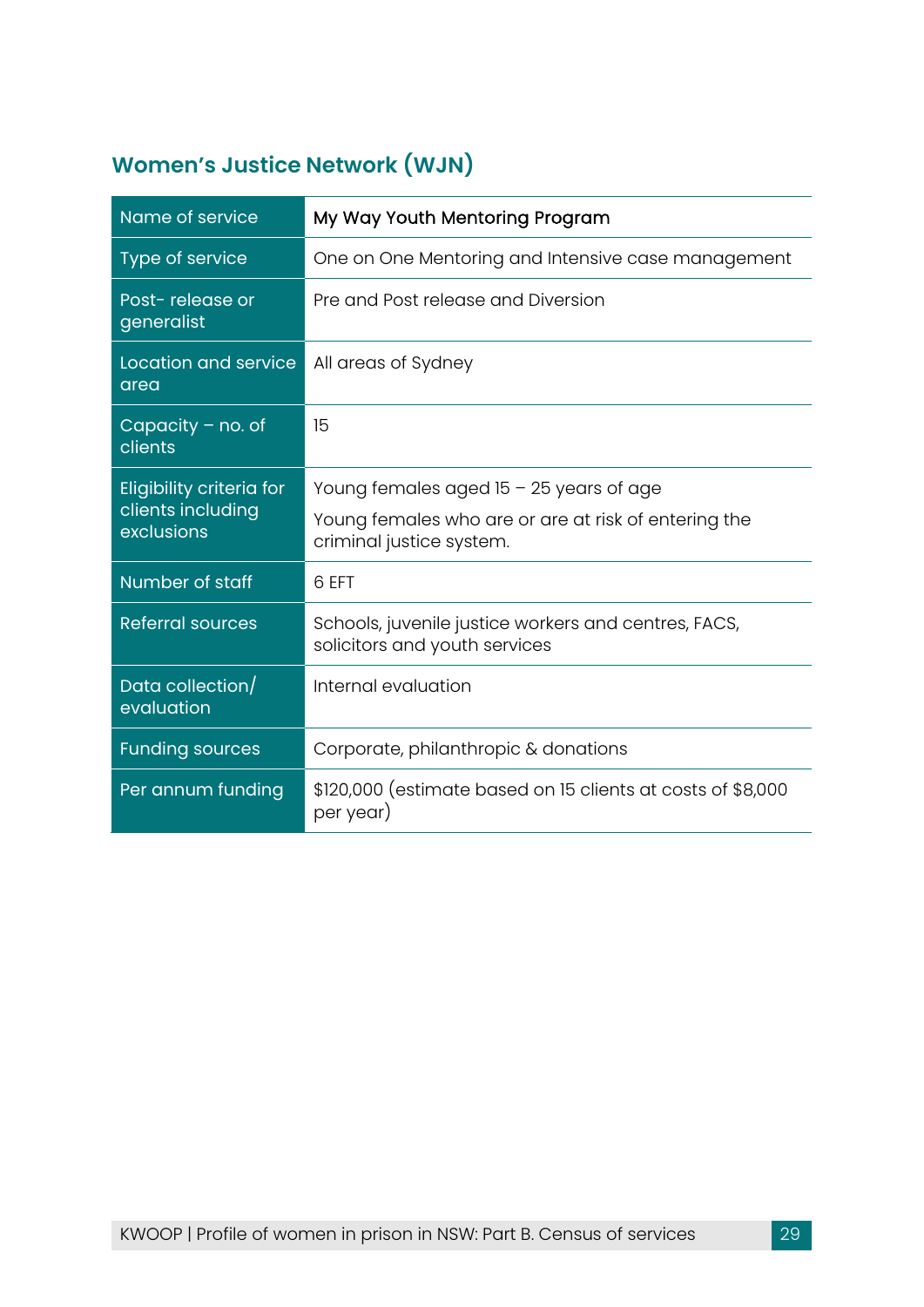## Women's Justice Network (WJN)

| | |
|---|---|
| Name of service | **My Way Youth Mentoring Program** |
| Type of service | One on One Mentoring and Intensive case management |
| Post- release or generalist | Pre and Post release and Diversion |
| Location and service area | All areas of Sydney |
| Capacity – no. of clients | 15 |
| Eligibility criteria for clients including exclusions | Young females aged 15 – 25 years of age<br>Young females who are or are at risk of entering the criminal justice system. |
| Number of staff | 6 EFT |
| Referral sources | Schools, juvenile justice workers and centres, FACS, solicitors and youth services |
| Data collection/ evaluation | Internal evaluation |
| Funding sources | Corporate, philanthropic & donations |
| Per annum funding | $120,000 (estimate based on 15 clients at costs of $8,000 per year) |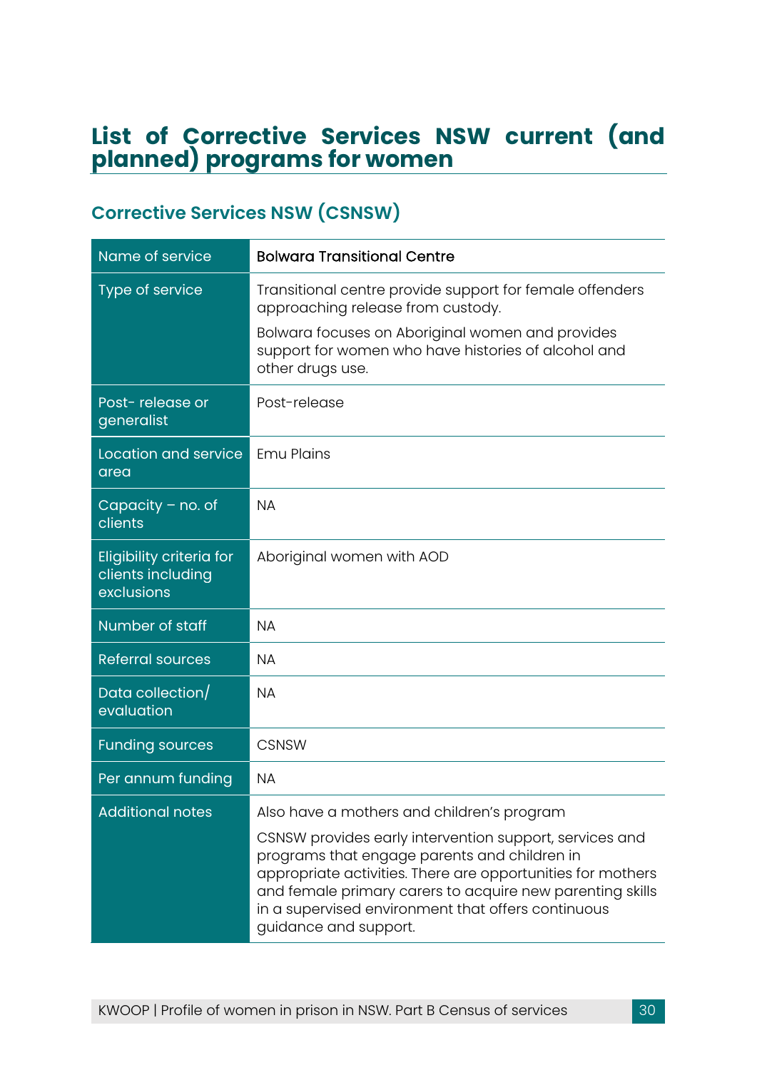# List of Corrective Services NSW current (and planned) programs for women

## Corrective Services NSW (CSNSW)

| | |
|---|---|
| Name of service | Bolwara Transitional Centre |
| Type of service | Transitional centre provide support for female offenders approaching release from custody.<br><br>Bolwara focuses on Aboriginal women and provides support for women who have histories of alcohol and other drugs use. |
| Post- release or generalist | Post-release |
| Location and service area | Emu Plains |
| Capacity – no. of clients | NA |
| Eligibility criteria for clients including exclusions | Aboriginal women with AOD |
| Number of staff | NA |
| Referral sources | NA |
| Data collection/ evaluation | NA |
| Funding sources | CSNSW |
| Per annum funding | NA |
| Additional notes | Also have a mothers and children's program<br><br>CSNSW provides early intervention support, services and programs that engage parents and children in appropriate activities. There are opportunities for mothers and female primary carers to acquire new parenting skills in a supervised environment that offers continuous guidance and support. |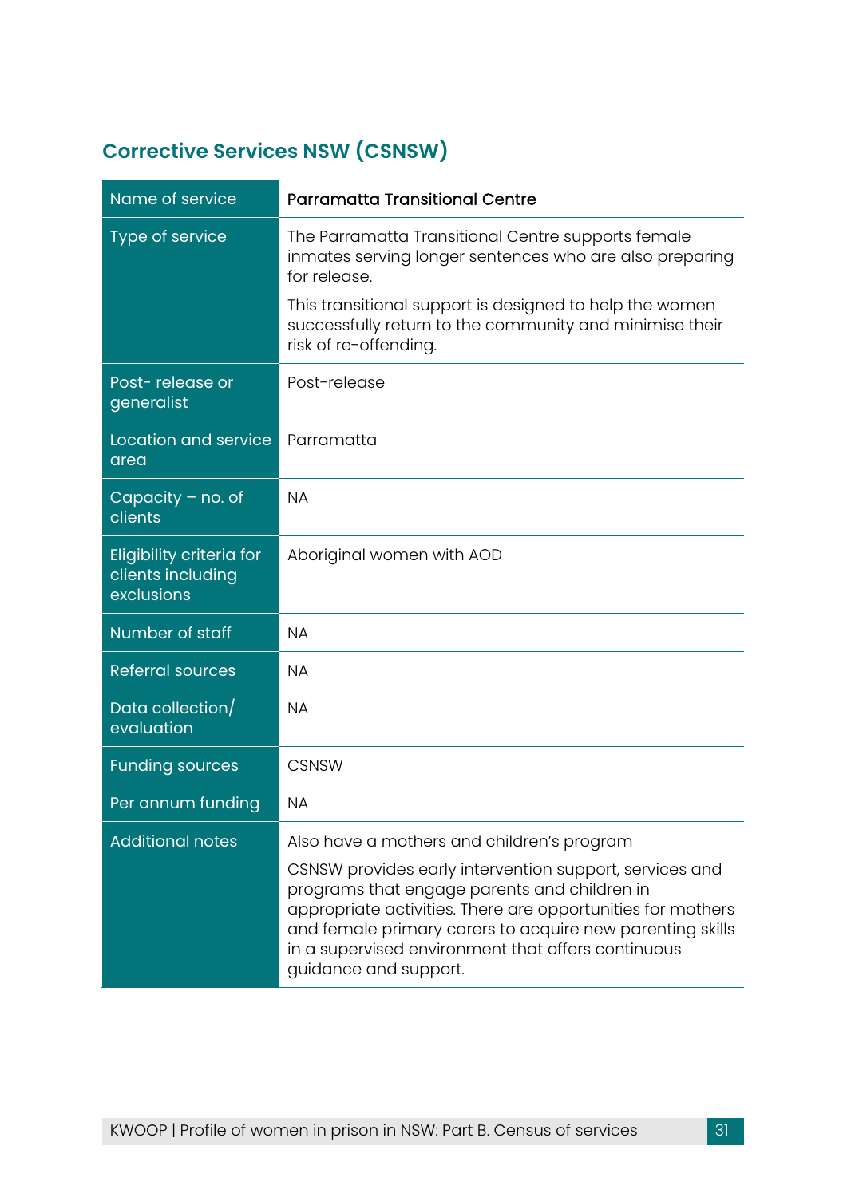## Corrective Services NSW (CSNSW)

| | |
|---|---|
| Name of service | **Parramatta Transitional Centre** |
| Type of service | The Parramatta Transitional Centre supports female inmates serving longer sentences who are also preparing for release.<br><br>This transitional support is designed to help the women successfully return to the community and minimise their risk of re-offending. |
| Post- release or generalist | Post-release |
| Location and service area | Parramatta |
| Capacity – no. of clients | NA |
| Eligibility criteria for clients including exclusions | Aboriginal women with AOD |
| Number of staff | NA |
| Referral sources | NA |
| Data collection/ evaluation | NA |
| Funding sources | CSNSW |
| Per annum funding | NA |
| Additional notes | Also have a mothers and children's program<br><br>CSNSW provides early intervention support, services and programs that engage parents and children in appropriate activities. There are opportunities for mothers and female primary carers to acquire new parenting skills in a supervised environment that offers continuous guidance and support. |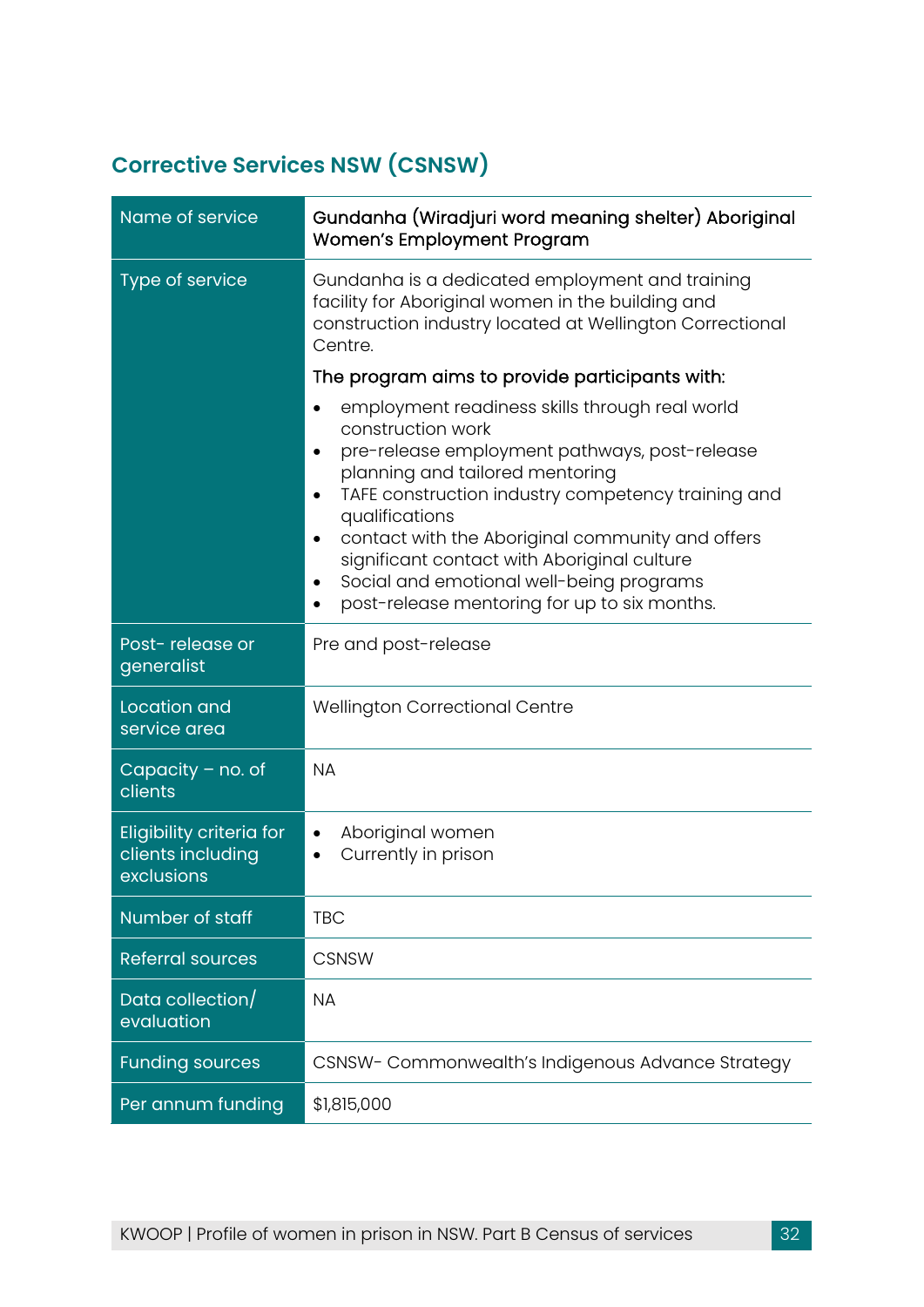## Corrective Services NSW (CSNSW)

| | |
|---|---|
| Name of service | Gundanha (Wiradjuri word meaning shelter) Aboriginal Women's Employment Program |
| Type of service | Gundanha is a dedicated employment and training facility for Aboriginal women in the building and construction industry located at Wellington Correctional Centre.<br><br>The program aims to provide participants with:<br>• employment readiness skills through real world construction work<br>• pre-release employment pathways, post-release planning and tailored mentoring<br>• TAFE construction industry competency training and qualifications<br>• contact with the Aboriginal community and offers significant contact with Aboriginal culture<br>• Social and emotional well-being programs<br>• post-release mentoring for up to six months. |
| Post- release or generalist | Pre and post-release |
| Location and service area | Wellington Correctional Centre |
| Capacity – no. of clients | NA |
| Eligibility criteria for clients including exclusions | • Aboriginal women<br>• Currently in prison |
| Number of staff | TBC |
| Referral sources | CSNSW |
| Data collection/ evaluation | NA |
| Funding sources | CSNSW- Commonwealth's Indigenous Advance Strategy |
| Per annum funding | $1,815,000 |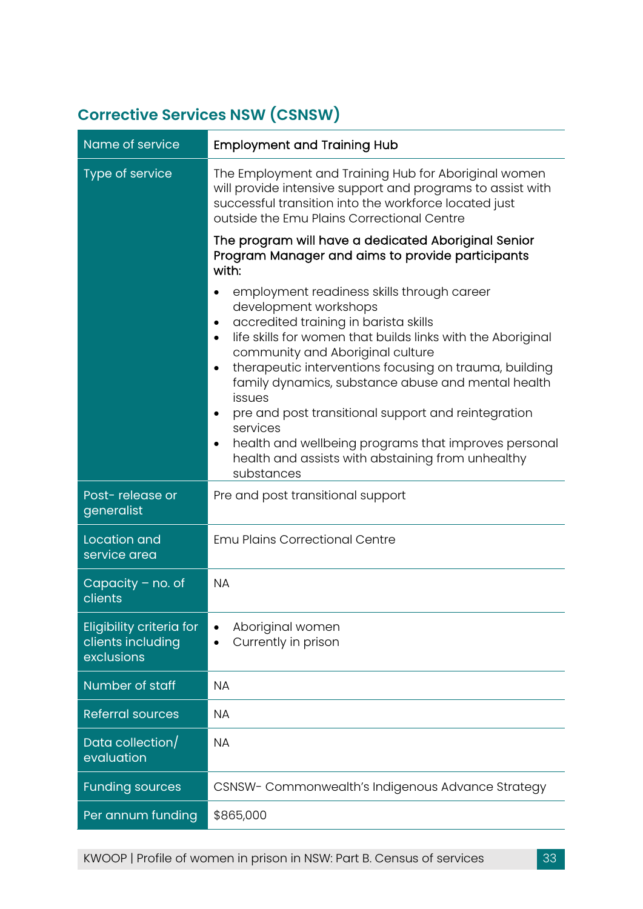## Corrective Services NSW (CSNSW)

| | |
|---|---|
| Name of service | **Employment and Training Hub** |
| Type of service | The Employment and Training Hub for Aboriginal women will provide intensive support and programs to assist with successful transition into the workforce located just outside the Emu Plains Correctional Centre<br><br>**The program will have a dedicated Aboriginal Senior Program Manager and aims to provide participants with:**<br><br>• employment readiness skills through career development workshops<br>• accredited training in barista skills<br>• life skills for women that builds links with the Aboriginal community and Aboriginal culture<br>• therapeutic interventions focusing on trauma, building family dynamics, substance abuse and mental health issues<br>• pre and post transitional support and reintegration services<br>• health and wellbeing programs that improves personal health and assists with abstaining from unhealthy substances |
| Post- release or generalist | Pre and post transitional support |
| Location and service area | Emu Plains Correctional Centre |
| Capacity – no. of clients | NA |
| Eligibility criteria for clients including exclusions | • Aboriginal women<br>• Currently in prison |
| Number of staff | NA |
| Referral sources | NA |
| Data collection/ evaluation | NA |
| Funding sources | CSNSW- Commonwealth's Indigenous Advance Strategy |
| Per annum funding | $865,000 |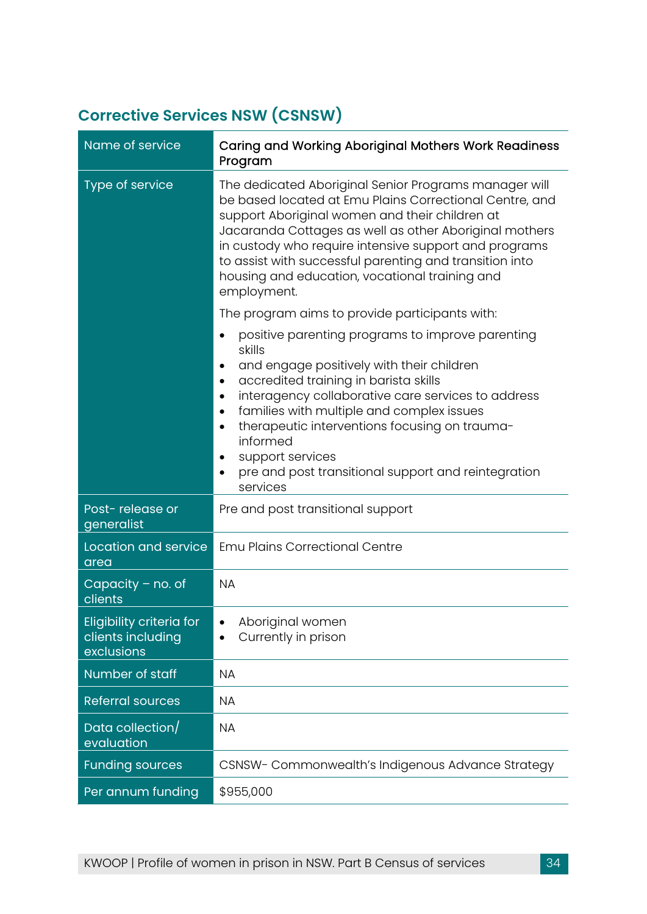## Corrective Services NSW (CSNSW)

| | |
|---|---|
| Name of service | **Caring and Working Aboriginal Mothers Work Readiness Program** |
| Type of service | The dedicated Aboriginal Senior Programs manager will be based located at Emu Plains Correctional Centre, and support Aboriginal women and their children at Jacaranda Cottages as well as other Aboriginal mothers in custody who require intensive support and programs to assist with successful parenting and transition into housing and education, vocational training and employment.<br><br>The program aims to provide participants with:<br>• positive parenting programs to improve parenting skills<br>• and engage positively with their children<br>• accredited training in barista skills<br>• interagency collaborative care services to address<br>• families with multiple and complex issues<br>• therapeutic interventions focusing on trauma-informed<br>• support services<br>• pre and post transitional support and reintegration services |
| Post- release or generalist | Pre and post transitional support |
| Location and service area | Emu Plains Correctional Centre |
| Capacity – no. of clients | NA |
| Eligibility criteria for clients including exclusions | • Aboriginal women<br>• Currently in prison |
| Number of staff | NA |
| Referral sources | NA |
| Data collection/ evaluation | NA |
| Funding sources | CSNSW- Commonwealth's Indigenous Advance Strategy |
| Per annum funding | $955,000 |